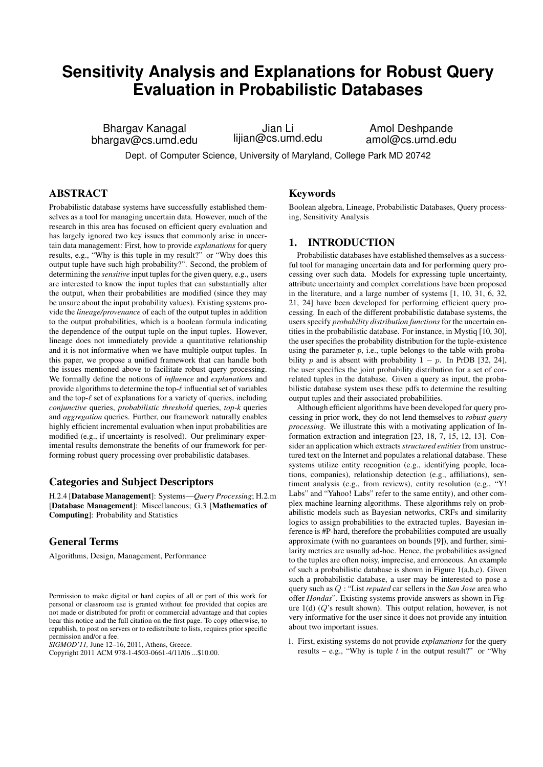# Sensitivity Analysis and Explanations for Robust Query Evaluation in Probabilistic Databases

Bhargav Kanagal
bhargav@cs.umd.edu

Jian Li
lijian@cs.umd.edu

Amol Deshpande
amol@cs.umd.edu

Dept. of Computer Science, University of Maryland, College Park MD 20742

## ABSTRACT

Probabilistic database systems have successfully established themselves as a tool for managing uncertain data. However, much of the research in this area has focused on efficient query evaluation and has largely ignored two key issues that commonly arise in uncertain data management: First, how to provide *explanations* for query results, e.g., "Why is this tuple in my result?" or "Why does this output tuple have such high probability?". Second, the problem of determining the *sensitive* input tuples for the given query, e.g., users are interested to know the input tuples that can substantially alter the output, when their probabilities are modified (since they may be unsure about the input probability values). Existing systems provide the *lineage/provenance* of each of the output tuples in addition to the output probabilities, which is a boolean formula indicating the dependence of the output tuple on the input tuples. However, lineage does not immediately provide a quantitative relationship and it is not informative when we have multiple output tuples. In this paper, we propose a unified framework that can handle both the issues mentioned above to facilitate robust query processing. We formally define the notions of *influence* and *explanations* and provide algorithms to determine the top-$\ell$ influential set of variables and the top-$\ell$ set of explanations for a variety of queries, including *conjunctive* queries, *probabilistic threshold* queries, *top-k* queries and *aggregation* queries. Further, our framework naturally enables highly efficient incremental evaluation when input probabilities are modified (e.g., if uncertainty is resolved). Our preliminary experimental results demonstrate the benefits of our framework for performing robust query processing over probabilistic databases.

### Categories and Subject Descriptors

H.2.4 [**Database Management**]: Systems—*Query Processing*; H.2.m [**Database Management**]: Miscellaneous; G.3 [**Mathematics of Computing**]: Probability and Statistics

### General Terms

Algorithms, Design, Management, Performance

Permission to make digital or hard copies of all or part of this work for personal or classroom use is granted without fee provided that copies are not made or distributed for profit or commercial advantage and that copies bear this notice and the full citation on the first page. To copy otherwise, to republish, to post on servers or to redistribute to lists, requires prior specific permission and/or a fee.
*SIGMOD'11,* June 12–16, 2011, Athens, Greece.
Copyright 2011 ACM 978-1-4503-0661-4/11/06 ...$10.00.

### Keywords

Boolean algebra, Lineage, Probabilistic Databases, Query processing, Sensitivity Analysis

## 1. INTRODUCTION

Probabilistic databases have established themselves as a successful tool for managing uncertain data and for performing query processing over such data. Models for expressing tuple uncertainty, attribute uncertainty and complex correlations have been proposed in the literature, and a large number of systems [1, 10, 31, 6, 32, 21, 24] have been developed for performing efficient query processing. In each of the different probabilistic database systems, the users specify *probability distribution functions* for the uncertain entities in the probabilistic database. For instance, in Mystiq [10, 30], the user specifies the probability distribution for the tuple-existence using the parameter $p$, i.e., tuple belongs to the table with probability $p$ and is absent with probability $1 - p$. In PrDB [32, 24], the user specifies the joint probability distribution for a set of correlated tuples in the database. Given a query as input, the probabilistic database system uses these pdfs to determine the resulting output tuples and their associated probabilities.

Although efficient algorithms have been developed for query processing in prior work, they do not lend themselves to *robust query processing*. We illustrate this with a motivating application of Information extraction and integration [23, 18, 7, 15, 12, 13]. Consider an application which extracts *structured entities* from unstructured text on the Internet and populates a relational database. These systems utilize entity recognition (e.g., identifying people, locations, companies), relationship detection (e.g., affiliations), sentiment analysis (e.g., from reviews), entity resolution (e.g., "Y! Labs" and "Yahoo! Labs" refer to the same entity), and other complex machine learning algorithms. These algorithms rely on probabilistic models such as Bayesian networks, CRFs and similarity logics to assign probabilities to the extracted tuples. Bayesian inference is #P-hard, therefore the probabilities computed are usually approximate (with no guarantees on bounds [9]), and further, similarity metrics are usually ad-hoc. Hence, the probabilities assigned to the tuples are often noisy, imprecise, and erroneous. An example of such a probabilistic database is shown in Figure 1(a,b,c). Given such a probabilistic database, a user may be interested to pose a query such as $Q$ : "List *reputed* car sellers in the *San Jose* area who offer *Hondas*". Existing systems provide answers as shown in Figure 1(d) ($Q$'s result shown). This output relation, however, is not very informative for the user since it does not provide any intuition about two important issues.

1. First, existing systems do not provide *explanations* for the query results – e.g., "Why is tuple $t$ in the output result?" or "Why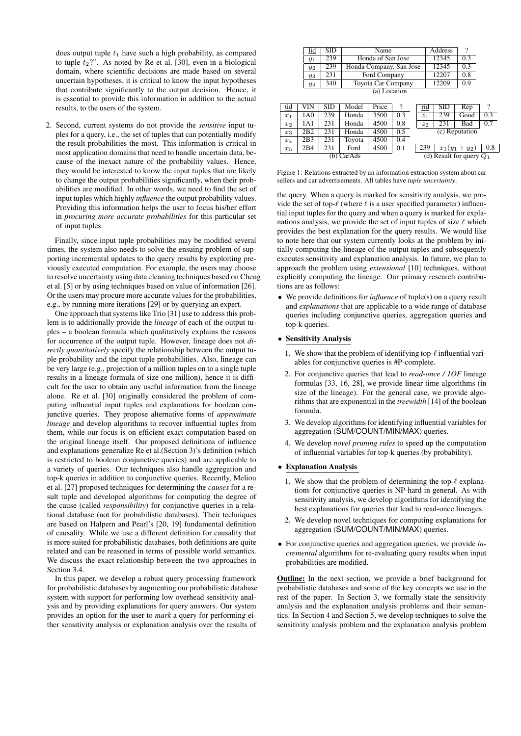does output tuple $t_1$ have such a high probability, as compared to tuple $t_2$?". As noted by Re et al. [30], even in a biological domain, where scientific decisions are made based on several uncertain hypotheses, it is critical to know the input hypotheses that contribute significantly to the output decision. Hence, it is essential to provide this information in addition to the actual results, to the users of the system.

2. Second, current systems do not provide the *sensitive* input tuples for a query, i.e., the set of tuples that can potentially modify the result probabilities the most. This information is critical in most application domains that need to handle uncertain data, because of the inexact nature of the probability values. Hence, they would be interested to know the input tuples that are likely to change the output probabilities significantly, when their probabilities are modified. In other words, we need to find the set of input tuples which highly *influence* the output probability values. Providing this information helps the user to focus his/her effort in *procuring more accurate probabilities* for this particular set of input tuples.

Finally, since input tuple probabilities may be modified several times, the system also needs to solve the ensuing problem of supporting incremental updates to the query results by exploiting previously executed computation. For example, the users may choose to resolve uncertainty using data cleaning techniques based on Cheng et al. [5] or by using techniques based on value of information [26]. Or the users may procure more accurate values for the probabilities, e.g., by running more iterations [29] or by querying an expert.

One approach that systems like Trio [31] use to address this problem is to additionally provide the *lineage* of each of the output tuples – a boolean formula which qualitatively explains the reasons for occurrence of the output tuple. However, lineage does not *directly quantitatively* specify the relationship between the output tuple probability and the input tuple probabilities. Also, lineage can be very large (e.g., projection of a million tuples on to a single tuple results in a lineage formula of size one million), hence it is difficult for the user to obtain any useful information from the lineage alone. Re et al. [30] originally considered the problem of computing influential input tuples and explanations for boolean conjunctive queries. They propose alternative forms of *approximate lineage* and develop algorithms to recover influential tuples from them, while our focus is on efficient exact computation based on the original lineage itself. Our proposed definitions of influence and explanations generalize Re et al.(Section 3)'s definition (which is restricted to boolean conjunctive queries) and are applicable to a variety of queries. Our techniques also handle aggregation and top-k queries in addition to conjunctive queries. Recently, Meliou et al. [27] proposed techniques for determining the *causes* for a result tuple and developed algorithms for computing the degree of the cause (called *responsibility*) for conjunctive queries in a relational database (not for probabilistic databases). Their techniques are based on Halpern and Pearl's [20, 19] fundamental definition of causality. While we use a different definition for causality that is more suited for probabilistic databases, both definitions are quite related and can be reasoned in terms of possible world semantics. We discuss the exact relationship between the two approaches in Section 3.4.

In this paper, we develop a robust query processing framework for probabilistic databases by augmenting our probabilistic database system with support for performing low overhead sensitivity analysis and by providing explanations for query answers. Our system provides an option for the user to *mark* a query for performing either sensitivity analysis or explanation analysis over the results of

| lid | SID | Name | Address | ? |
|---|---|---|---|---|
| $y_1$ | 239 | Honda of San Jose | 12345 | 0.3 |
| $y_2$ | 239 | Honda Company, San Jose | 12345 | 0.3 |
| $y_3$ | 231 | Ford Company | 12207 | 0.8 |
| $y_4$ | 340 | Toyota Car Company | 12209 | 0.9 |

(a) Location

| tid | VIN | SID | Model | Price | ? |
|---|---|---|---|---|---|
| $x_1$ | 1A0 | 239 | Honda | 3500 | 0.3 |
| $x_2$ | 1A1 | 231 | Honda | 4500 | 0.8 |
| $x_3$ | 2B2 | 231 | Honda | 4500 | 0.5 |
| $x_4$ | 2B3 | 231 | Toyota | 4500 | 0.4 |
| $x_5$ | 2B4 | 231 | Ford | 4500 | 0.1 |

(b) CarAds

| rid | SID | Rep | ? |
|---|---|---|---|
| $z_1$ | 239 | Good | 0.3 |
| $z_2$ | 231 | Bad | 0.7 |

(c) Reputation

| | | |
|---|---|---|
| 239 | $x_1(y_1 + y_2)$ | 0.8 |

(d) Result for query $Q_1$

Figure 1: Relations extracted by an information extraction system about car sellers and car advertisements. All tables have *tuple uncertainty*.

the query. When a query is marked for sensitivity analysis, we provide the set of top-$\ell$ (where $\ell$ is a user specified parameter) influential input tuples for the query and when a query is marked for explanations analysis, we provide the set of input tuples of size $\ell$ which provides the best explanation for the query results. We would like to note here that our system currently looks at the problem by initially computing the lineage of the output tuples and subsequently executes sensitivity and explanation analysis. In future, we plan to approach the problem using *extensional* [10] techniques, without explicitly computing the lineage. Our primary research contributions are as follows:

- We provide definitions for *influence* of tuple(s) on a query result and *explanations* that are applicable to a wide range of database queries including conjunctive queries, aggregation queries and top-k queries.
- **Sensitivity Analysis**
  1. We show that the problem of identifying top-$\ell$ influential variables for conjunctive queries is #P-complete.
  2. For conjunctive queries that lead to *read-once / 1OF* lineage formulas [33, 16, 28], we provide linear time algorithms (in size of the lineage). For the general case, we provide algorithms that are exponential in the *treewidth* [14] of the boolean formula.
  3. We develop algorithms for identifying influential variables for aggregation (SUM/COUNT/MIN/MAX) queries.
  4. We develop *novel pruning rules* to speed up the computation of influential variables for top-k queries (by probability).
- **Explanation Analysis**
  1. We show that the problem of determining the top-$\ell$ explanations for conjunctive queries is NP-hard in general. As with sensitivity analysis, we develop algorithms for identifying the best explanations for queries that lead to read-once lineages.
  2. We develop novel techniques for computing explanations for aggregation (SUM/COUNT/MIN/MAX) queries.
- For conjunctive queries and aggregation queries, we provide *incremental* algorithms for re-evaluating query results when input probabilities are modified.

**Outline:** In the next section, we provide a brief background for probabilistic databases and some of the key concepts we use in the rest of the paper. In Section 3, we formally state the sensitivity analysis and the explanation analysis problems and their semantics. In Section 4 and Section 5, we develop techniques to solve the sensitivity analysis problem and the explanation analysis problem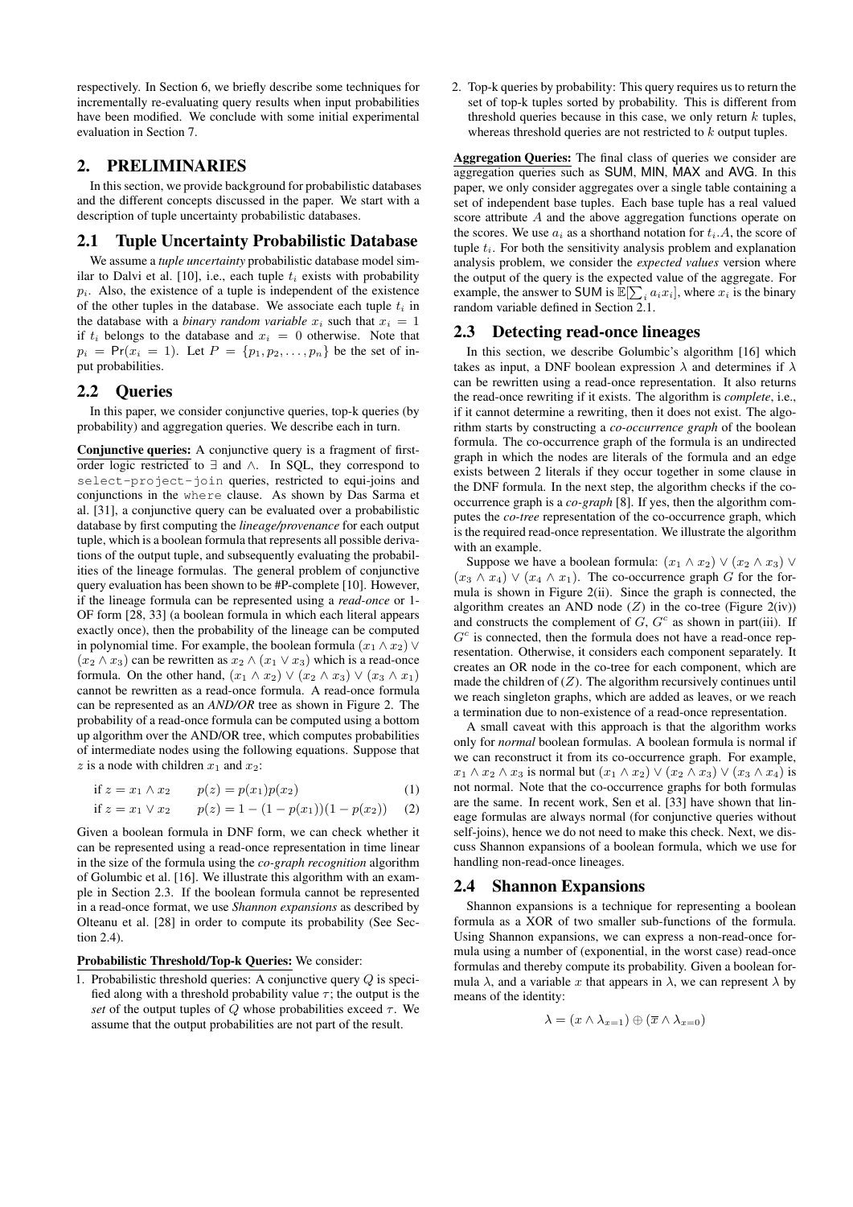respectively. In Section 6, we briefly describe some techniques for incrementally re-evaluating query results when input probabilities have been modified. We conclude with some initial experimental evaluation in Section 7.

## 2. PRELIMINARIES

In this section, we provide background for probabilistic databases and the different concepts discussed in the paper. We start with a description of tuple uncertainty probabilistic databases.

### 2.1 Tuple Uncertainty Probabilistic Database

We assume a *tuple uncertainty* probabilistic database model similar to Dalvi et al. [10], i.e., each tuple $t_i$ exists with probability $p_i$. Also, the existence of a tuple is independent of the existence of the other tuples in the database. We associate each tuple $t_i$ in the database with a *binary random variable* $x_i$ such that $x_i = 1$ if $t_i$ belongs to the database and $x_i = 0$ otherwise. Note that $p_i = \mathsf{Pr}(x_i = 1)$. Let $P = \{p_1, p_2, \ldots, p_n\}$ be the set of input probabilities.

### 2.2 Queries

In this paper, we consider conjunctive queries, top-k queries (by probability) and aggregation queries. We describe each in turn.

**Conjunctive queries:** A conjunctive query is a fragment of first-order logic restricted to $\exists$ and $\wedge$. In SQL, they correspond to `select-project-join` queries, restricted to equi-joins and conjunctions in the `where` clause. As shown by Das Sarma et al. [31], a conjunctive query can be evaluated over a probabilistic database by first computing the *lineage/provenance* for each output tuple, which is a boolean formula that represents all possible derivations of the output tuple, and subsequently evaluating the probabilities of the lineage formulas. The general problem of conjunctive query evaluation has been shown to be #P-complete [10]. However, if the lineage formula can be represented using a *read-once* or 1-OF form [28, 33] (a boolean formula in which each literal appears exactly once), then the probability of the lineage can be computed in polynomial time. For example, the boolean formula $(x_1 \wedge x_2) \vee (x_2 \wedge x_3)$ can be rewritten as $x_2 \wedge (x_1 \vee x_3)$ which is a read-once formula. On the other hand, $(x_1 \wedge x_2) \vee (x_2 \wedge x_3) \vee (x_3 \wedge x_1)$ cannot be rewritten as a read-once formula. A read-once formula can be represented as an *AND/OR* tree as shown in Figure 2. The probability of a read-once formula can be computed using a bottom up algorithm over the AND/OR tree, which computes probabilities of intermediate nodes using the following equations. Suppose that $z$ is a node with children $x_1$ and $x_2$:

$$\text{if } z = x_1 \wedge x_2 \qquad p(z) = p(x_1)p(x_2) \tag{1}$$

$$\text{if } z = x_1 \vee x_2 \qquad p(z) = 1 - (1 - p(x_1))(1 - p(x_2)) \tag{2}$$

Given a boolean formula in DNF form, we can check whether it can be represented using a read-once representation in time linear in the size of the formula using the *co-graph recognition* algorithm of Golumbic et al. [16]. We illustrate this algorithm with an example in Section 2.3. If the boolean formula cannot be represented in a read-once format, we use *Shannon expansions* as described by Olteanu et al. [28] in order to compute its probability (See Section 2.4).

**Probabilistic Threshold/Top-k Queries:** We consider:

1. Probabilistic threshold queries: A conjunctive query $Q$ is specified along with a threshold probability value $\tau$; the output is the *set* of the output tuples of $Q$ whose probabilities exceed $\tau$. We assume that the output probabilities are not part of the result.
2. Top-k queries by probability: This query requires us to return the set of top-k tuples sorted by probability. This is different from threshold queries because in this case, we only return $k$ tuples, whereas threshold queries are not restricted to $k$ output tuples.

**Aggregation Queries:** The final class of queries we consider are aggregation queries such as SUM, MIN, MAX and AVG. In this paper, we only consider aggregates over a single table containing a set of independent base tuples. Each base tuple has a real valued score attribute $A$ and the above aggregation functions operate on the scores. We use $a_i$ as a shorthand notation for $t_i.A$, the score of tuple $t_i$. For both the sensitivity analysis problem and explanation analysis problem, we consider the *expected values* version where the output of the query is the expected value of the aggregate. For example, the answer to SUM is $\mathbb{E}[\sum_i a_i x_i]$, where $x_i$ is the binary random variable defined in Section 2.1.

### 2.3 Detecting read-once lineages

In this section, we describe Golumbic's algorithm [16] which takes as input, a DNF boolean expression $\lambda$ and determines if $\lambda$ can be rewritten using a read-once representation. It also returns the read-once rewriting if it exists. The algorithm is *complete*, i.e., if it cannot determine a rewriting, then it does not exist. The algorithm starts by constructing a *co-occurrence graph* of the boolean formula. The co-occurrence graph of the formula is an undirected graph in which the nodes are literals of the formula and an edge exists between 2 literals if they occur together in some clause in the DNF formula. In the next step, the algorithm checks if the co-occurrence graph is a *co-graph* [8]. If yes, then the algorithm computes the *co-tree* representation of the co-occurrence graph, which is the required read-once representation. We illustrate the algorithm with an example.

Suppose we have a boolean formula: $(x_1 \wedge x_2) \vee (x_2 \wedge x_3) \vee (x_3 \wedge x_4) \vee (x_4 \wedge x_1)$. The co-occurrence graph $G$ for the formula is shown in Figure 2(ii). Since the graph is connected, the algorithm creates an AND node ($Z$) in the co-tree (Figure 2(iv)) and constructs the complement of $G$, $G^c$ as shown in part(iii). If $G^c$ is connected, then the formula does not have a read-once representation. Otherwise, it considers each component separately. It creates an OR node in the co-tree for each component, which are made the children of ($Z$). The algorithm recursively continues until we reach singleton graphs, which are added as leaves, or we reach a termination due to non-existence of a read-once representation.

A small caveat with this approach is that the algorithm works only for *normal* boolean formulas. A boolean formula is normal if we can reconstruct it from its co-occurrence graph. For example, $x_1 \wedge x_2 \wedge x_3$ is normal but $(x_1 \wedge x_2) \vee (x_2 \wedge x_3) \vee (x_3 \wedge x_4)$ is not normal. Note that the co-occurrence graphs for both formulas are the same. In recent work, Sen et al. [33] have shown that lineage formulas are always normal (for conjunctive queries without self-joins), hence we do not need to make this check. Next, we discuss Shannon expansions of a boolean formula, which we use for handling non-read-once lineages.

### 2.4 Shannon Expansions

Shannon expansions is a technique for representing a boolean formula as a XOR of two smaller sub-functions of the formula. Using Shannon expansions, we can express a non-read-once formula using a number of (exponential, in the worst case) read-once formulas and thereby compute its probability. Given a boolean formula $\lambda$, and a variable $x$ that appears in $\lambda$, we can represent $\lambda$ by means of the identity:

$$\lambda = (x \wedge \lambda_{x=1}) \oplus (\overline{x} \wedge \lambda_{x=0})$$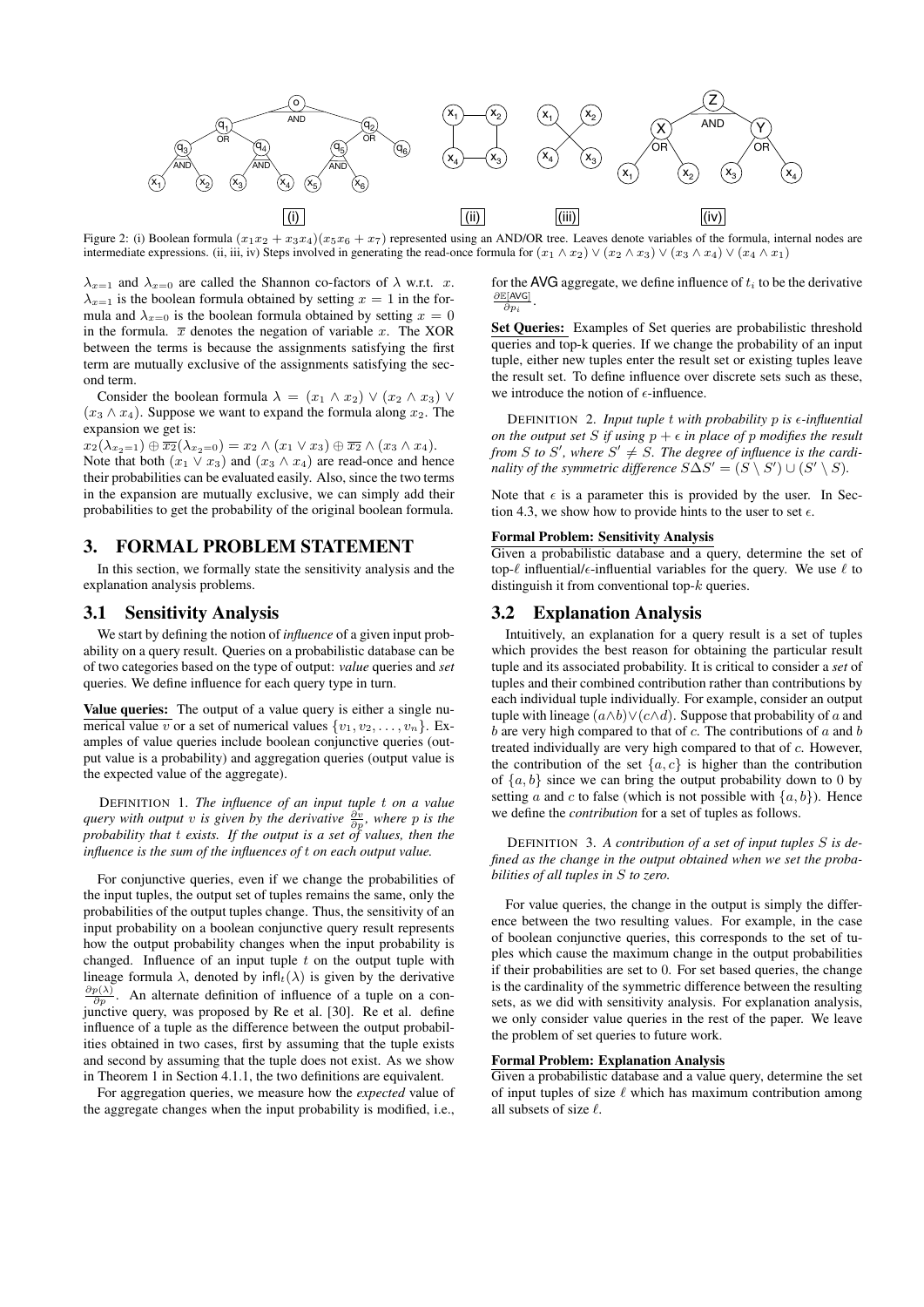Figure 2: (i) Boolean formula $(x_1x_2 + x_3x_4)(x_5x_6 + x_7)$ represented using an AND/OR tree. Leaves denote variables of the formula, internal nodes are intermediate expressions. (ii, iii, iv) Steps involved in generating the read-once formula for $(x_1 \wedge x_2) \vee (x_2 \wedge x_3) \vee (x_3 \wedge x_4) \vee (x_4 \wedge x_1)$

$\lambda_{x=1}$ and $\lambda_{x=0}$ are called the Shannon co-factors of $\lambda$ w.r.t. $x$. $\lambda_{x=1}$ is the boolean formula obtained by setting $x = 1$ in the formula and $\lambda_{x=0}$ is the boolean formula obtained by setting $x = 0$ in the formula. $\overline{x}$ denotes the negation of variable $x$. The XOR between the terms is because the assignments satisfying the first term are mutually exclusive of the assignments satisfying the second term.

Consider the boolean formula $\lambda = (x_1 \wedge x_2) \vee (x_2 \wedge x_3) \vee (x_3 \wedge x_4)$. Suppose we want to expand the formula along $x_2$. The expansion we get is:

$x_2(\lambda_{x_2=1}) \oplus \overline{x_2}(\lambda_{x_2=0}) = x_2 \wedge (x_1 \vee x_3) \oplus \overline{x_2} \wedge (x_3 \wedge x_4)$.

Note that both $(x_1 \vee x_3)$ and $(x_3 \wedge x_4)$ are read-once and hence their probabilities can be evaluated easily. Also, since the two terms in the expansion are mutually exclusive, we can simply add their probabilities to get the probability of the original boolean formula.

## 3. FORMAL PROBLEM STATEMENT

In this section, we formally state the sensitivity analysis and the explanation analysis problems.

### 3.1 Sensitivity Analysis

We start by defining the notion of *influence* of a given input probability on a query result. Queries on a probabilistic database can be of two categories based on the type of output: *value* queries and *set* queries. We define influence for each query type in turn.

**Value queries:** The output of a value query is either a single numerical value $v$ or a set of numerical values $\{v_1, v_2, \ldots, v_n\}$. Examples of value queries include boolean conjunctive queries (output value is a probability) and aggregation queries (output value is the expected value of the aggregate).

DEFINITION 1. *The influence of an input tuple $t$ on a value query with output $v$ is given by the derivative $\frac{\partial v}{\partial p}$, where $p$ is the probability that $t$ exists. If the output is a set of values, then the influence is the sum of the influences of $t$ on each output value.*

For conjunctive queries, even if we change the probabilities of the input tuples, the output set of tuples remains the same, only the probabilities of the output tuples change. Thus, the sensitivity of an input probability on a boolean conjunctive query result represents how the output probability changes when the input probability is changed. Influence of an input tuple $t$ on the output tuple with lineage formula $\lambda$, denoted by $\mathsf{infl}_t(\lambda)$ is given by the derivative $\frac{\partial p(\lambda)}{\partial p}$. An alternate definition of influence of a tuple on a conjunctive query, was proposed by Re et al. [30]. Re et al. define influence of a tuple as the difference between the output probabilities obtained in two cases, first by assuming that the tuple exists and second by assuming that the tuple does not exist. As we show in Theorem 1 in Section 4.1.1, the two definitions are equivalent.

For aggregation queries, we measure how the *expected* value of the aggregate changes when the input probability is modified, i.e., for the AVG aggregate, we define influence of $t_i$ to be the derivative $\frac{\partial \mathbb{E}[\mathsf{AVG}]}{\partial p_i}$.

**Set Queries:** Examples of Set queries are probabilistic threshold queries and top-k queries. If we change the probability of an input tuple, either new tuples enter the result set or existing tuples leave the result set. To define influence over discrete sets such as these, we introduce the notion of $\epsilon$-influence.

DEFINITION 2. *Input tuple $t$ with probability $p$ is $\epsilon$-influential on the output set $S$ if using $p + \epsilon$ in place of $p$ modifies the result from $S$ to $S'$, where $S' \neq S$. The degree of influence is the cardinality of the symmetric difference $S \Delta S' = (S \setminus S') \cup (S' \setminus S)$.*

Note that $\epsilon$ is a parameter this is provided by the user. In Section 4.3, we show how to provide hints to the user to set $\epsilon$.

**Formal Problem: Sensitivity Analysis**

Given a probabilistic database and a query, determine the set of top-$\ell$ influential/$\epsilon$-influential variables for the query. We use $\ell$ to distinguish it from conventional top-$k$ queries.

### 3.2 Explanation Analysis

Intuitively, an explanation for a query result is a set of tuples which provides the best reason for obtaining the particular result tuple and its associated probability. It is critical to consider a *set* of tuples and their combined contribution rather than contributions by each individual tuple individually. For example, consider an output tuple with lineage $(a \wedge b) \vee (c \wedge d)$. Suppose that probability of $a$ and $b$ are very high compared to that of $c$. The contributions of $a$ and $b$ treated individually are very high compared to that of $c$. However, the contribution of the set $\{a, c\}$ is higher than the contribution of $\{a, b\}$ since we can bring the output probability down to 0 by setting $a$ and $c$ to false (which is not possible with $\{a, b\}$). Hence we define the *contribution* for a set of tuples as follows.

DEFINITION 3. *A contribution of a set of input tuples $S$ is defined as the change in the output obtained when we set the probabilities of all tuples in $S$ to zero.*

For value queries, the change in the output is simply the difference between the two resulting values. For example, in the case of boolean conjunctive queries, this corresponds to the set of tuples which cause the maximum change in the output probabilities if their probabilities are set to 0. For set based queries, the change is the cardinality of the symmetric difference between the resulting sets, as we did with sensitivity analysis. For explanation analysis, we only consider value queries in the rest of the paper. We leave the problem of set queries to future work.

**Formal Problem: Explanation Analysis**

Given a probabilistic database and a value query, determine the set of input tuples of size $\ell$ which has maximum contribution among all subsets of size $\ell$.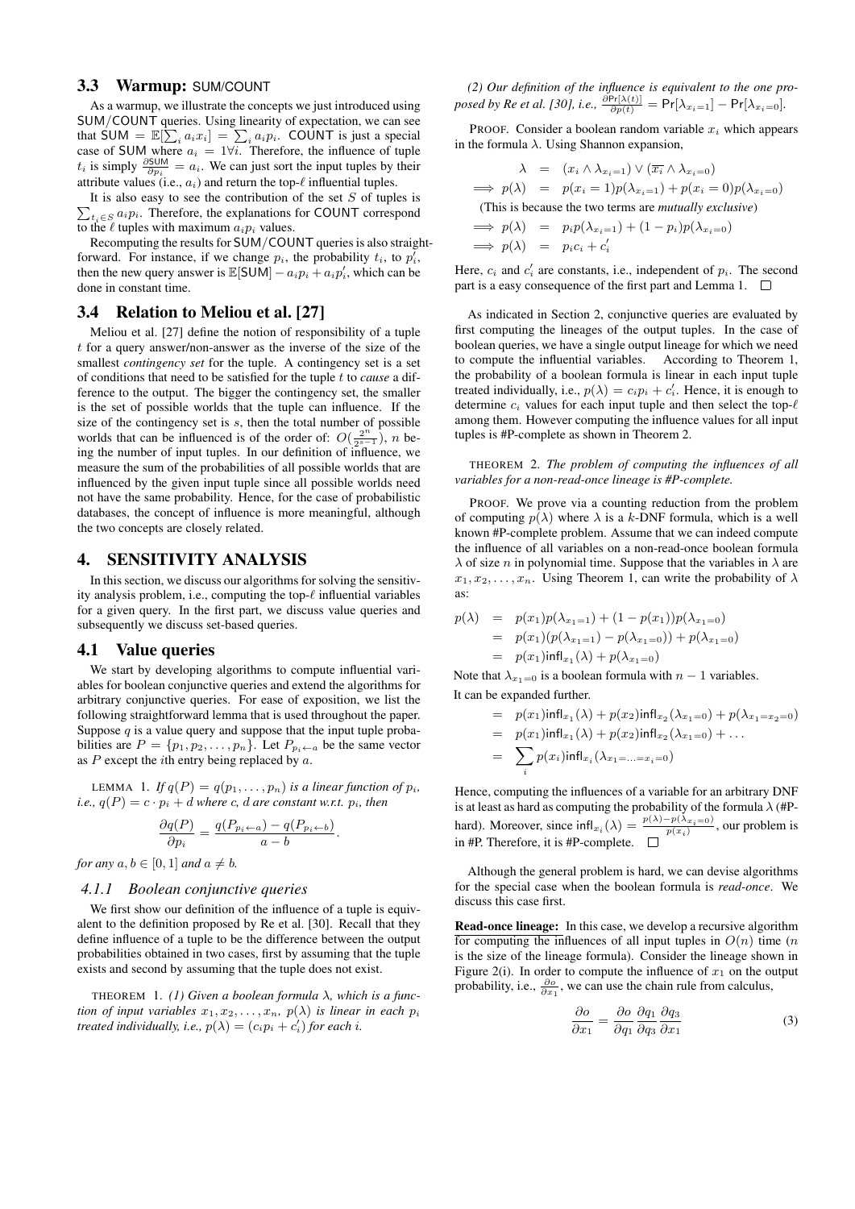### 3.3 Warmup: SUM/COUNT

As a warmup, we illustrate the concepts we just introduced using SUM/COUNT queries. Using linearity of expectation, we can see that $\text{SUM} = \mathbb{E}[\sum_i a_i x_i] = \sum_i a_i p_i$. COUNT is just a special case of SUM where $a_i = 1 \forall i$. Therefore, the influence of tuple $t_i$ is simply $\frac{\partial \text{SUM}}{\partial p_i} = a_i$. We can just sort the input tuples by their attribute values (i.e., $a_i$) and return the top-$\ell$ influential tuples.

It is also easy to see the contribution of the set $S$ of tuples is $\sum_{t_i \in S} a_i p_i$. Therefore, the explanations for COUNT correspond to the $\ell$ tuples with maximum $a_i p_i$ values.

Recomputing the results for SUM/COUNT queries is also straightforward. For instance, if we change $p_i$, the probability $t_i$, to $p_i'$, then the new query answer is $\mathbb{E}[\text{SUM}] - a_i p_i + a_i p_i'$, which can be done in constant time.

### 3.4 Relation to Meliou et al. [27]

Meliou et al. [27] define the notion of responsibility of a tuple $t$ for a query answer/non-answer as the inverse of the size of the smallest *contingency set* for the tuple. A contingency set is a set of conditions that need to be satisfied for the tuple $t$ to *cause* a difference to the output. The bigger the contingency set, the smaller is the set of possible worlds that the tuple can influence. If the size of the contingency set is $s$, then the total number of possible worlds that can be influenced is of the order of: $O(\frac{2^n}{2^{s-1}})$, $n$ being the number of input tuples. In our definition of influence, we measure the sum of the probabilities of all possible worlds that are influenced by the given input tuple since all possible worlds need not have the same probability. Hence, for the case of probabilistic databases, the concept of influence is more meaningful, although the two concepts are closely related.

## 4. SENSITIVITY ANALYSIS

In this section, we discuss our algorithms for solving the sensitivity analysis problem, i.e., computing the top-$\ell$ influential variables for a given query. In the first part, we discuss value queries and subsequently we discuss set-based queries.

### 4.1 Value queries

We start by developing algorithms to compute influential variables for boolean conjunctive queries and extend the algorithms for arbitrary conjunctive queries. For ease of exposition, we list the following straightforward lemma that is used throughout the paper. Suppose $q$ is a value query and suppose that the input tuple probabilities are $P = \{p_1, p_2, \ldots, p_n\}$. Let $P_{p_i \leftarrow a}$ be the same vector as $P$ except the $i$th entry being replaced by $a$.

LEMMA 1. *If $q(P) = q(p_1, \ldots, p_n)$ is a linear function of $p_i$, i.e., $q(P) = c \cdot p_i + d$ where c, d are constant w.r.t. $p_i$, then*

$$\frac{\partial q(P)}{\partial p_i} = \frac{q(P_{p_i \leftarrow a}) - q(P_{p_i \leftarrow b})}{a - b}.$$

*for any $a, b \in [0, 1]$ and $a \neq b$.*

#### 4.1.1 Boolean conjunctive queries

We first show our definition of the influence of a tuple is equivalent to the definition proposed by Re et al. [30]. Recall that they define influence of a tuple to be the difference between the output probabilities obtained in two cases, first by assuming that the tuple exists and second by assuming that the tuple does not exist.

THEOREM 1. *(1) Given a boolean formula $\lambda$, which is a function of input variables $x_1, x_2, \ldots, x_n$, $p(\lambda)$ is linear in each $p_i$ treated individually, i.e., $p(\lambda) = (c_i p_i + c_i')$ for each $i$.*

*(2) Our definition of the influence is equivalent to the one proposed by Re et al. [30], i.e., $\frac{\partial \Pr[\lambda(t)]}{\partial p(t)} = \Pr[\lambda_{x_i=1}] - \Pr[\lambda_{x_i=0}]$.*

PROOF. Consider a boolean random variable $x_i$ which appears in the formula $\lambda$. Using Shannon expansion,

$$\begin{aligned}
\lambda &= (x_i \wedge \lambda_{x_i=1}) \vee (\overline{x_i} \wedge \lambda_{x_i=0}) \\
\implies p(\lambda) &= p(x_i = 1)p(\lambda_{x_i=1}) + p(x_i = 0)p(\lambda_{x_i=0})
\end{aligned}$$

(This is because the two terms are *mutually exclusive*)

$$\begin{aligned}
\implies p(\lambda) &= p_i p(\lambda_{x_i=1}) + (1 - p_i)p(\lambda_{x_i=0}) \\
\implies p(\lambda) &= p_i c_i + c_i'
\end{aligned}$$

Here, $c_i$ and $c_i'$ are constants, i.e., independent of $p_i$. The second part is a easy consequence of the first part and Lemma 1. □

As indicated in Section 2, conjunctive queries are evaluated by first computing the lineages of the output tuples. In the case of boolean queries, we have a single output lineage for which we need to compute the influential variables. According to Theorem 1, the probability of a boolean formula is linear in each input tuple treated individually, i.e., $p(\lambda) = c_i p_i + c_i'$. Hence, it is enough to determine $c_i$ values for each input tuple and then select the top-$\ell$ among them. However computing the influence values for all input tuples is #P-complete as shown in Theorem 2.

THEOREM 2. *The problem of computing the influences of all variables for a non-read-once lineage is #P-complete.*

PROOF. We prove via a counting reduction from the problem of computing $p(\lambda)$ where $\lambda$ is a $k$-DNF formula, which is a well known #P-complete problem. Assume that we can indeed compute the influence of all variables on a non-read-once boolean formula $\lambda$ of size $n$ in polynomial time. Suppose that the variables in $\lambda$ are $x_1, x_2, \ldots, x_n$. Using Theorem 1, can write the probability of $\lambda$ as:

$$\begin{aligned}
p(\lambda) &= p(x_1)p(\lambda_{x_1=1}) + (1 - p(x_1))p(\lambda_{x_1=0}) \\
&= p(x_1)(p(\lambda_{x_1=1}) - p(\lambda_{x_1=0})) + p(\lambda_{x_1=0}) \\
&= p(x_1)\mathsf{infl}_{x_1}(\lambda) + p(\lambda_{x_1=0})
\end{aligned}$$

Note that $\lambda_{x_1=0}$ is a boolean formula with $n-1$ variables.

It can be expanded further.

$$\begin{aligned}
&= p(x_1)\mathsf{infl}_{x_1}(\lambda) + p(x_2)\mathsf{infl}_{x_2}(\lambda_{x_1=0}) + p(\lambda_{x_1=x_2=0}) \\
&= p(x_1)\mathsf{infl}_{x_1}(\lambda) + p(x_2)\mathsf{infl}_{x_2}(\lambda_{x_1=0}) + \ldots \\
&= \sum_i p(x_i)\mathsf{infl}_{x_i}(\lambda_{x_1=\ldots=x_i=0})
\end{aligned}$$

Hence, computing the influences of a variable for an arbitrary DNF is at least as hard as computing the probability of the formula $\lambda$ (#P-hard). Moreover, since $\mathsf{infl}_{x_i}(\lambda) = \frac{p(\lambda) - p(\lambda_{x_i=0})}{p(x_i)}$, our problem is in #P. Therefore, it is #P-complete. □

Although the general problem is hard, we can devise algorithms for the special case when the boolean formula is *read-once*. We discuss this case first.

**Read-once lineage:** In this case, we develop a recursive algorithm for computing the influences of all input tuples in $O(n)$ time ($n$ is the size of the lineage formula). Consider the lineage shown in Figure 2(i). In order to compute the influence of $x_1$ on the output probability, i.e., $\frac{\partial o}{\partial x_1}$, we can use the chain rule from calculus,

$$\frac{\partial o}{\partial x_1} = \frac{\partial o}{\partial q_1}\frac{\partial q_1}{\partial q_3}\frac{\partial q_3}{\partial x_1} \tag{3}$$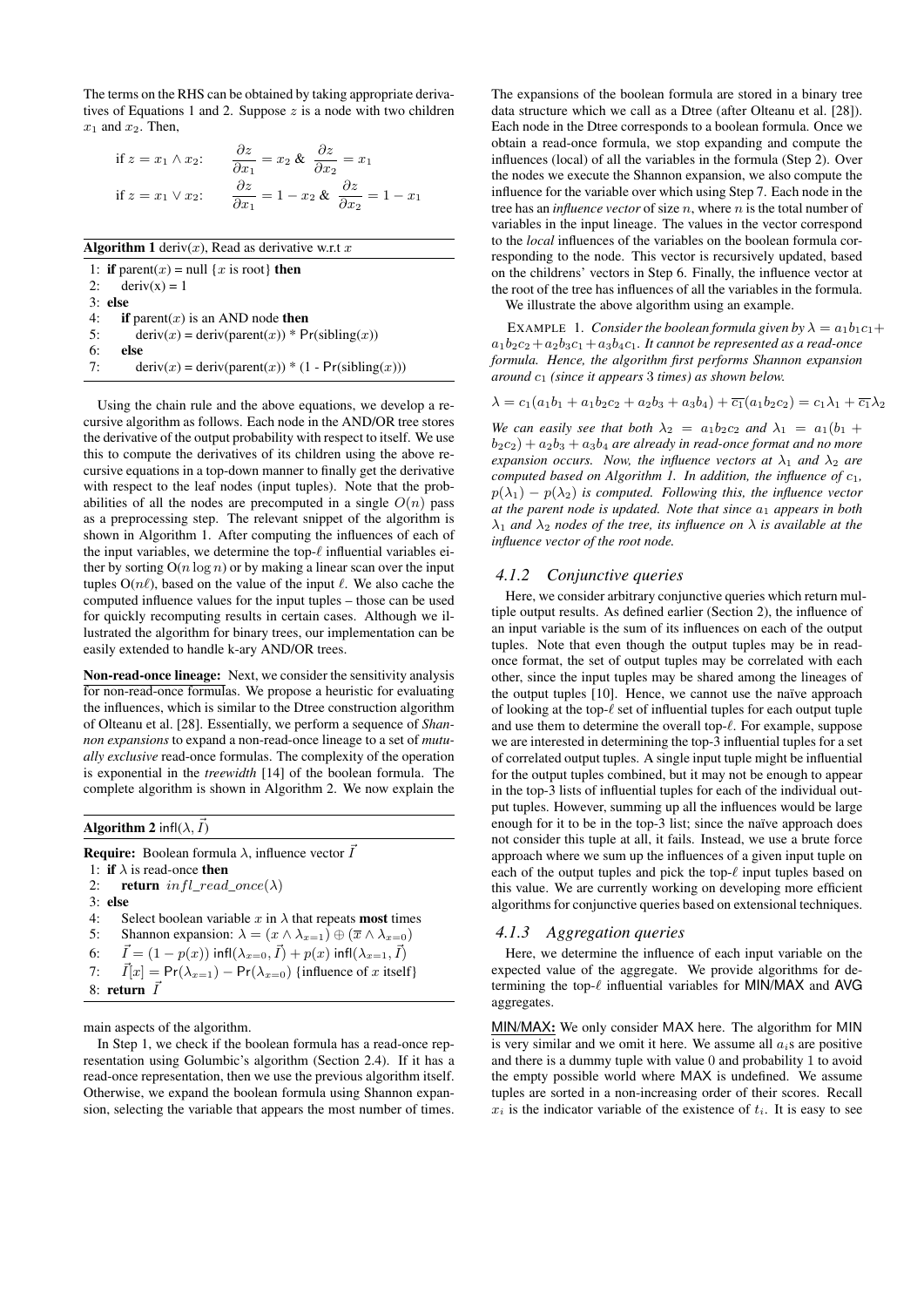The terms on the RHS can be obtained by taking appropriate derivatives of Equations 1 and 2. Suppose $z$ is a node with two children $x_1$ and $x_2$. Then,

$$\text{if } z = x_1 \wedge x_2: \quad \frac{\partial z}{\partial x_1} = x_2 \;\&\; \frac{\partial z}{\partial x_2} = x_1$$

$$\text{if } z = x_1 \vee x_2: \quad \frac{\partial z}{\partial x_1} = 1 - x_2 \;\&\; \frac{\partial z}{\partial x_2} = 1 - x_1$$

**Algorithm 1** deriv($x$), Read as derivative w.r.t $x$

```
1: if parent(x) = null {x is root} then
2:    deriv(x) = 1
3: else
4:    if parent(x) is an AND node then
5:       deriv(x) = deriv(parent(x)) * Pr(sibling(x))
6:    else
7:       deriv(x) = deriv(parent(x)) * (1 - Pr(sibling(x)))
```

Using the chain rule and the above equations, we develop a recursive algorithm as follows. Each node in the AND/OR tree stores the derivative of the output probability with respect to itself. We use this to compute the derivatives of its children using the above recursive equations in a top-down manner to finally get the derivative with respect to the leaf nodes (input tuples). Note that the probabilities of all the nodes are precomputed in a single $O(n)$ pass as a preprocessing step. The relevant snippet of the algorithm is shown in Algorithm 1. After computing the influences of each of the input variables, we determine the top-$\ell$ influential variables either by sorting $O(n \log n)$ or by making a linear scan over the input tuples $O(n\ell)$, based on the value of the input $\ell$. We also cache the computed influence values for the input tuples – those can be used for quickly recomputing results in certain cases. Although we illustrated the algorithm for binary trees, our implementation can be easily extended to handle k-ary AND/OR trees.

**Non-read-once lineage:** Next, we consider the sensitivity analysis for non-read-once formulas. We propose a heuristic for evaluating the influences, which is similar to the Dtree construction algorithm of Olteanu et al. [28]. Essentially, we perform a sequence of *Shannon expansions* to expand a non-read-once lineage to a set of *mutually exclusive* read-once formulas. The complexity of the operation is exponential in the *treewidth* [14] of the boolean formula. The complete algorithm is shown in Algorithm 2. We now explain the main aspects of the algorithm.

**Algorithm 2** infl($\lambda, \vec{I}$)

**Require:** Boolean formula $\lambda$, influence vector $\vec{I}$

1: **if** $\lambda$ is read-once **then**
2: &nbsp;&nbsp;&nbsp;**return** $infl\_read\_once(\lambda)$
3: **else**
4: &nbsp;&nbsp;&nbsp;Select boolean variable $x$ in $\lambda$ that repeats **most** times
5: &nbsp;&nbsp;&nbsp;Shannon expansion: $\lambda = (x \wedge \lambda_{x=1}) \oplus (\overline{x} \wedge \lambda_{x=0})$
6: &nbsp;&nbsp;&nbsp;$\vec{I} = (1 - p(x))\ \mathsf{infl}(\lambda_{x=0}, \vec{I}) + p(x)\ \mathsf{infl}(\lambda_{x=1}, \vec{I})$
7: &nbsp;&nbsp;&nbsp;$\vec{I}[x] = \mathsf{Pr}(\lambda_{x=1}) - \mathsf{Pr}(\lambda_{x=0})$ {influence of $x$ itself}
8: **return** $\vec{I}$

In Step 1, we check if the boolean formula has a read-once representation using Golumbic's algorithm (Section 2.4). If it has a read-once representation, then we use the previous algorithm itself. Otherwise, we expand the boolean formula using Shannon expansion, selecting the variable that appears the most number of times.

The expansions of the boolean formula are stored in a binary tree data structure which we call as a Dtree (after Olteanu et al. [28]). Each node in the Dtree corresponds to a boolean formula. Once we obtain a read-once formula, we stop expanding and compute the influences (local) of all the variables in the formula (Step 2). Over the nodes we execute the Shannon expansion, we also compute the influence for the variable over which using Step 7. Each node in the tree has an *influence vector* of size $n$, where $n$ is the total number of variables in the input lineage. The values in the vector correspond to the *local* influences of the variables on the boolean formula corresponding to the node. This vector is recursively updated, based on the childrens' vectors in Step 6. Finally, the influence vector at the root of the tree has influences of all the variables in the formula.

We illustrate the above algorithm using an example.

EXAMPLE 1. *Consider the boolean formula given by $\lambda = a_1b_1c_1 + a_1b_2c_2 + a_2b_3c_1 + a_3b_4c_1$. It cannot be represented as a read-once formula. Hence, the algorithm first performs Shannon expansion around $c_1$ (since it appears 3 times) as shown below.*

$$\lambda = c_1(a_1b_1 + a_1b_2c_2 + a_2b_3 + a_3b_4) + \overline{c_1}(a_1b_2c_2) = c_1\lambda_1 + \overline{c_1}\lambda_2$$

*We can easily see that both $\lambda_2 = a_1b_2c_2$ and $\lambda_1 = a_1(b_1 + b_2c_2) + a_2b_3 + a_3b_4$ are already in read-once format and no more expansion occurs. Now, the influence vectors at $\lambda_1$ and $\lambda_2$ are computed based on Algorithm 1. In addition, the influence of $c_1$, $p(\lambda_1) - p(\lambda_2)$ is computed. Following this, the influence vector at the parent node is updated. Note that since $a_1$ appears in both $\lambda_1$ and $\lambda_2$ nodes of the tree, its influence on $\lambda$ is available at the influence vector of the root node.*

### 4.1.2 Conjunctive queries

Here, we consider arbitrary conjunctive queries which return multiple output results. As defined earlier (Section 2), the influence of an input variable is the sum of its influences on each of the output tuples. Note that even though the output tuples may be in read-once format, the set of output tuples may be correlated with each other, since the input tuples may be shared among the lineages of the output tuples [10]. Hence, we cannot use the naïve approach of looking at the top-$\ell$ set of influential tuples for each output tuple and use them to determine the overall top-$\ell$. For example, suppose we are interested in determining the top-3 influential tuples for a set of correlated output tuples. A single input tuple might be influential for the output tuples combined, but it may not be enough to appear in the top-3 lists of influential tuples for each of the individual output tuples. However, summing up all the influences would be large enough for it to be in the top-3 list; since the naïve approach does not consider this tuple at all, it fails. Instead, we use a brute force approach where we sum up the influences of a given input tuple on each of the output tuples and pick the top-$\ell$ input tuples based on this value. We are currently working on developing more efficient algorithms for conjunctive queries based on extensional techniques.

### 4.1.3 Aggregation queries

Here, we determine the influence of each input variable on the expected value of the aggregate. We provide algorithms for determining the top-$\ell$ influential variables for MIN/MAX and AVG aggregates.

<u>MIN/MAX</u>**:** We only consider MAX here. The algorithm for MIN is very similar and we omit it here. We assume all $a_i$s are positive and there is a dummy tuple with value 0 and probability 1 to avoid the empty possible world where MAX is undefined. We assume tuples are sorted in a non-increasing order of their scores. Recall $x_i$ is the indicator variable of the existence of $t_i$. It is easy to see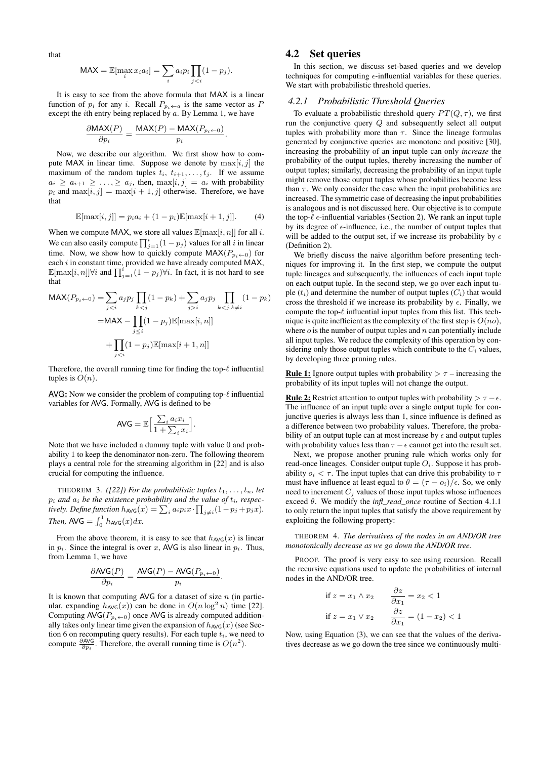that

$$\mathsf{MAX} = \mathbb{E}[\max_i x_i a_i] = \sum_i a_i p_i \prod_{j<i}(1-p_j).$$

It is easy to see from the above formula that MAX is a linear function of $p_i$ for any $i$. Recall $P_{p_i \leftarrow a}$ is the same vector as $P$ except the $i$th entry being replaced by $a$. By Lemma 1, we have

$$\frac{\partial \mathsf{MAX}(P)}{\partial p_i} = \frac{\mathsf{MAX}(P) - \mathsf{MAX}(P_{p_i \leftarrow 0})}{p_i}.$$

Now, we describe our algorithm. We first show how to compute MAX in linear time. Suppose we denote by $\max[i,j]$ the maximum of the random tuples $t_i, t_{i+1}, \ldots, t_j$. If we assume $a_i \geq a_{i+1} \geq \ldots, \geq a_j$, then, $\max[i,j] = a_i$ with probability $p_i$ and $\max[i,j] = \max[i+1,j]$ otherwise. Therefore, we have that

$$\mathbb{E}[\max[i,j]] = p_i a_i + (1-p_i)\mathbb{E}[\max[i+1,j]]. \tag{4}$$

When we compute MAX, we store all values $\mathbb{E}[\max[i,n]]$ for all $i$. We can also easily compute $\prod_{j=1}^{i}(1-p_j)$ values for all $i$ in linear time. Now, we show how to quickly compute $\mathsf{MAX}(P_{p_i \leftarrow 0})$ for each $i$ in constant time, provided we have already computed MAX, $\mathbb{E}[\max[i,n]] \forall i$ and $\prod_{j=1}^{i}(1-p_j) \forall i$. In fact, it is not hard to see that

$$\begin{aligned}
\mathsf{MAX}(P_{p_i \leftarrow 0}) &= \sum_{j<i} a_j p_j \prod_{k<j}(1-p_k) + \sum_{j>i} a_j p_j \prod_{k<j, k\neq i}(1-p_k) \\
&= \mathsf{MAX} - \prod_{j \leq i}(1-p_j)\mathbb{E}[\max[i,n]] \\
&\quad + \prod_{j<i}(1-p_j)\mathbb{E}[\max[i+1,n]]
\end{aligned}$$

Therefore, the overall running time for finding the top-$\ell$ influential tuples is $O(n)$.

AVG: Now we consider the problem of computing top-$\ell$ influential variables for AVG. Formally, AVG is defined to be

$$\mathsf{AVG} = \mathbb{E}\Big[\frac{\sum_i a_i x_i}{1 + \sum_i x_i}\Big].$$

Note that we have included a dummy tuple with value 0 and probability 1 to keep the denominator non-zero. The following theorem plays a central role for the streaming algorithm in [22] and is also crucial for computing the influence.

THEOREM 3. *([22]) For the probabilistic tuples $t_1, \ldots, t_n$, let $p_i$ and $a_i$ be the existence probability and the value of $t_i$, respectively. Define function $h_{\mathsf{AVG}}(x) = \sum_i a_i p_i x \cdot \prod_{j\neq i}(1-p_j+p_j x)$. Then, $\mathsf{AVG} = \int_0^1 h_{\mathsf{AVG}}(x)dx$.*

From the above theorem, it is easy to see that $h_{\mathsf{AVG}}(x)$ is linear in $p_i$. Since the integral is over $x$, AVG is also linear in $p_i$. Thus, from Lemma 1, we have

$$\frac{\partial \mathsf{AVG}(P)}{\partial p_i} = \frac{\mathsf{AVG}(P) - \mathsf{AVG}(P_{p_i \leftarrow 0})}{p_i}.$$

It is known that computing AVG for a dataset of size $n$ (in particular, expanding $h_{\mathsf{AVG}}(x)$) can be done in $O(n \log^2 n)$ time [22]. Computing $\mathsf{AVG}(P_{p_i \leftarrow 0})$ once AVG is already computed additionally takes only linear time given the expansion of $h_{\mathsf{AVG}}(x)$ (see Section 6 on recomputing query results). For each tuple $t_i$, we need to compute $\frac{\partial \mathsf{AVG}}{\partial p_i}$. Therefore, the overall running time is $O(n^2)$.

## 4.2 Set queries

In this section, we discuss set-based queries and we develop techniques for computing $\epsilon$-influential variables for these queries. We start with probabilistic threshold queries.

### 4.2.1 Probabilistic Threshold Queries

To evaluate a probabilistic threshold query $PT(Q,\tau)$, we first run the conjunctive query $Q$ and subsequently select all output tuples with probability more than $\tau$. Since the lineage formulas generated by conjunctive queries are monotone and positive [30], increasing the probability of an input tuple can only *increase* the probability of the output tuples, thereby increasing the number of output tuples; similarly, decreasing the probability of an input tuple might remove those output tuples whose probabilities become less than $\tau$. We only consider the case when the input probabilities are increased. The symmetric case of decreasing the input probabilities is analogous and is not discussed here. Our objective is to compute the top-$\ell$ $\epsilon$-influential variables (Section 2). We rank an input tuple by its degree of $\epsilon$-influence, i.e., the number of output tuples that will be added to the output set, if we increase its probability by $\epsilon$ (Definition 2).

We briefly discuss the naive algorithm before presenting techniques for improving it. In the first step, we compute the output tuple lineages and subsequently, the influences of each input tuple on each output tuple. In the second step, we go over each input tuple ($t_i$) and determine the number of output tuples ($C_i$) that would cross the threshold if we increase its probability by $\epsilon$. Finally, we compute the top-$\ell$ influential input tuples from this list. This technique is quite inefficient as the complexity of the first step is $O(no)$, where $o$ is the number of output tuples and $n$ can potentially include all input tuples. We reduce the complexity of this operation by considering only those output tuples which contribute to the $C_i$ values, by developing three pruning rules.

**Rule 1:** Ignore output tuples with probability $> \tau$ – increasing the probability of its input tuples will not change the output.

**Rule 2:** Restrict attention to output tuples with probability $> \tau - \epsilon$. The influence of an input tuple over a single output tuple for conjunctive queries is always less than 1, since influence is defined as a difference between two probability values. Therefore, the probability of an output tuple can at most increase by $\epsilon$ and output tuples with probability values less than $\tau - \epsilon$ cannot get into the result set.

Next, we propose another pruning rule which works only for read-once lineages. Consider output tuple $O_i$. Suppose it has probability $o_i < \tau$. The input tuples that can drive this probability to $\tau$ must have influence at least equal to $\theta = (\tau - o_i)/\epsilon$. So, we only need to increment $C_j$ values of those input tuples whose influences exceed $\theta$. We modify the *infl_read_once* routine of Section 4.1.1 to only return the input tuples that satisfy the above requirement by exploiting the following property:

THEOREM 4. *The derivatives of the nodes in an AND/OR tree monotonically decrease as we go down the AND/OR tree.*

PROOF. The proof is very easy to see using recursion. Recall the recursive equations used to update the probabilities of internal nodes in the AND/OR tree.

$$\text{if } z = x_1 \wedge x_2 \qquad \frac{\partial z}{\partial x_1} = x_2 < 1$$

$$\text{if } z = x_1 \vee x_2 \qquad \frac{\partial z}{\partial x_1} = (1 - x_2) < 1$$

Now, using Equation (3), we can see that the values of the derivatives decrease as we go down the tree since we continuously multi-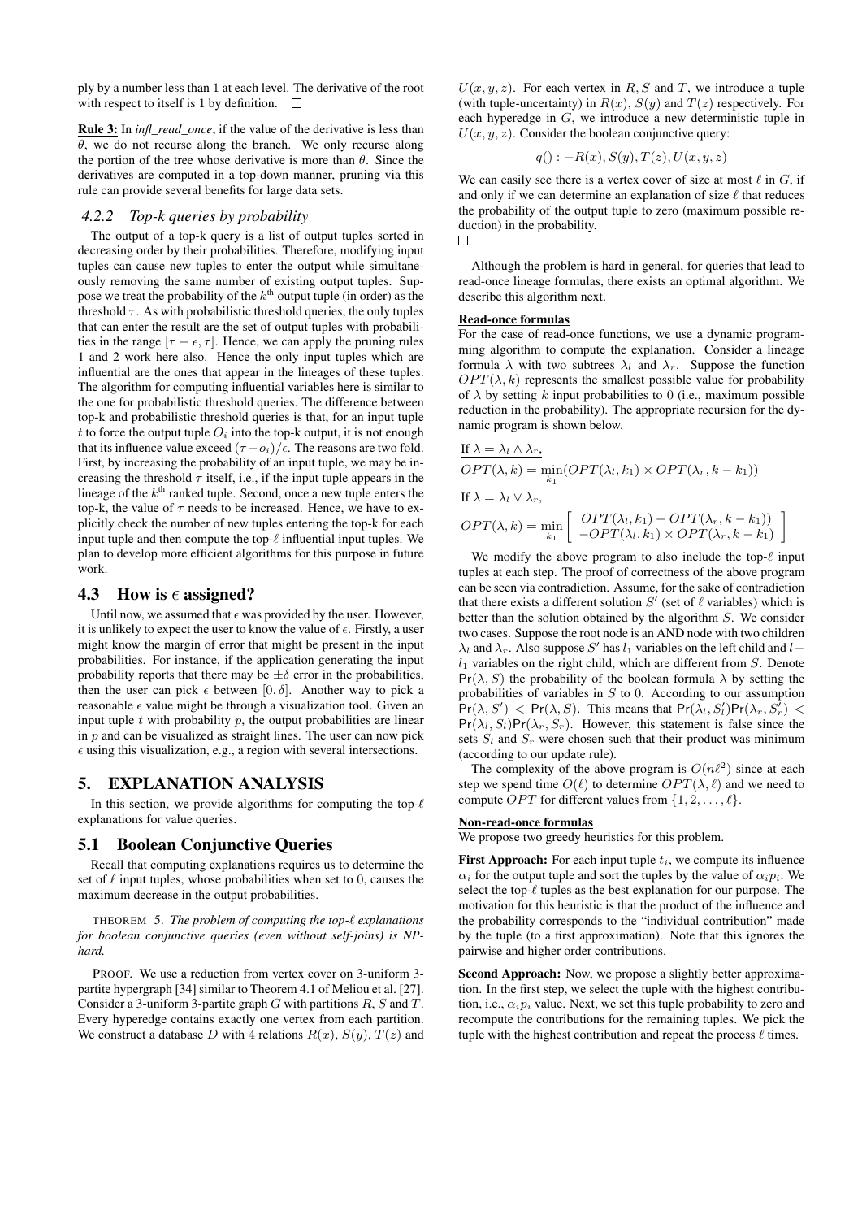ply by a number less than 1 at each level. The derivative of the root with respect to itself is 1 by definition. □

**Rule 3:** In *infl_read_once*, if the value of the derivative is less than $\theta$, we do not recurse along the branch. We only recurse along the portion of the tree whose derivative is more than $\theta$. Since the derivatives are computed in a top-down manner, pruning via this rule can provide several benefits for large data sets.

#### 4.2.2 Top-k queries by probability

The output of a top-k query is a list of output tuples sorted in decreasing order by their probabilities. Therefore, modifying input tuples can cause new tuples to enter the output while simultaneously removing the same number of existing output tuples. Suppose we treat the probability of the $k^{\text{th}}$ output tuple (in order) as the threshold $\tau$. As with probabilistic threshold queries, the only tuples that can enter the result are the set of output tuples with probabilities in the range $[\tau - \epsilon, \tau]$. Hence, we can apply the pruning rules 1 and 2 work here also. Hence the only input tuples which are influential are the ones that appear in the lineages of these tuples. The algorithm for computing influential variables here is similar to the one for probabilistic threshold queries. The difference between top-k and probabilistic threshold queries is that, for an input tuple $t$ to force the output tuple $O_i$ into the top-k output, it is not enough that its influence value exceed $(\tau - o_i)/\epsilon$. The reasons are two fold. First, by increasing the probability of an input tuple, we may be increasing the threshold $\tau$ itself, i.e., if the input tuple appears in the lineage of the $k^{\text{th}}$ ranked tuple. Second, once a new tuple enters the top-k, the value of $\tau$ needs to be increased. Hence, we have to explicitly check the number of new tuples entering the top-k for each input tuple and then compute the top-$\ell$ influential input tuples. We plan to develop more efficient algorithms for this purpose in future work.

### 4.3 How is $\epsilon$ assigned?

Until now, we assumed that $\epsilon$ was provided by the user. However, it is unlikely to expect the user to know the value of $\epsilon$. Firstly, a user might know the margin of error that might be present in the input probabilities. For instance, if the application generating the input probability reports that there may be $\pm\delta$ error in the probabilities, then the user can pick $\epsilon$ between $[0, \delta]$. Another way to pick a reasonable $\epsilon$ value might be through a visualization tool. Given an input tuple $t$ with probability $p$, the output probabilities are linear in $p$ and can be visualized as straight lines. The user can now pick $\epsilon$ using this visualization, e.g., a region with several intersections.

## 5. EXPLANATION ANALYSIS

In this section, we provide algorithms for computing the top-$\ell$ explanations for value queries.

### 5.1 Boolean Conjunctive Queries

Recall that computing explanations requires us to determine the set of $\ell$ input tuples, whose probabilities when set to 0, causes the maximum decrease in the output probabilities.

THEOREM 5. *The problem of computing the top-$\ell$ explanations for boolean conjunctive queries (even without self-joins) is NP-hard.*

PROOF. We use a reduction from vertex cover on 3-uniform 3-partite hypergraph [34] similar to Theorem 4.1 of Meliou et al. [27]. Consider a 3-uniform 3-partite graph $G$ with partitions $R, S$ and $T$. Every hyperedge contains exactly one vertex from each partition. We construct a database $D$ with 4 relations $R(x)$, $S(y)$, $T(z)$ and $U(x, y, z)$. For each vertex in $R, S$ and $T$, we introduce a tuple (with tuple-uncertainty) in $R(x)$, $S(y)$ and $T(z)$ respectively. For each hyperedge in $G$, we introduce a new deterministic tuple in $U(x, y, z)$. Consider the boolean conjunctive query:

$$q() : -R(x), S(y), T(z), U(x, y, z)$$

We can easily see there is a vertex cover of size at most $\ell$ in $G$, if and only if we can determine an explanation of size $\ell$ that reduces the probability of the output tuple to zero (maximum possible reduction) in the probability.
□

Although the problem is hard in general, for queries that lead to read-once lineage formulas, there exists an optimal algorithm. We describe this algorithm next.

**Read-once formulas**

For the case of read-once functions, we use a dynamic programming algorithm to compute the explanation. Consider a lineage formula $\lambda$ with two subtrees $\lambda_l$ and $\lambda_r$. Suppose the function $OPT(\lambda, k)$ represents the smallest possible value for probability of $\lambda$ by setting $k$ input probabilities to 0 (i.e., maximum possible reduction in the probability). The appropriate recursion for the dynamic program is shown below.

If $\lambda = \lambda_l \wedge \lambda_r$,

$$OPT(\lambda, k) = \min_{k_1}(OPT(\lambda_l, k_1) \times OPT(\lambda_r, k - k_1))$$

If $\lambda = \lambda_l \vee \lambda_r$,

$$OPT(\lambda, k) = \min_{k_1} \left[ \begin{array}{c} OPT(\lambda_l, k_1) + OPT(\lambda_r, k - k_1)) \\ -OPT(\lambda_l, k_1) \times OPT(\lambda_r, k - k_1) \end{array} \right]$$

We modify the above program to also include the top-$\ell$ input tuples at each step. The proof of correctness of the above program can be seen via contradiction. Assume, for the sake of contradiction that there exists a different solution $S'$ (set of $\ell$ variables) which is better than the solution obtained by the algorithm $S$. We consider two cases. Suppose the root node is an AND node with two children $\lambda_l$ and $\lambda_r$. Also suppose $S'$ has $l_1$ variables on the left child and $l - l_1$ variables on the right child, which are different from $S$. Denote $\Pr(\lambda, S)$ the probability of the boolean formula $\lambda$ by setting the probabilities of variables in $S$ to 0. According to our assumption $\Pr(\lambda, S') < \Pr(\lambda, S)$. This means that $\Pr(\lambda_l, S'_l)\Pr(\lambda_r, S'_r) < \Pr(\lambda_l, S_l)\Pr(\lambda_r, S_r)$. However, this statement is false since the sets $S_l$ and $S_r$ were chosen such that their product was minimum (according to our update rule).

The complexity of the above program is $O(n\ell^2)$ since at each step we spend time $O(\ell)$ to determine $OPT(\lambda, \ell)$ and we need to compute $OPT$ for different values from $\{1, 2, \ldots, \ell\}$.

**Non-read-once formulas**

We propose two greedy heuristics for this problem.

**First Approach:** For each input tuple $t_i$, we compute its influence $\alpha_i$ for the output tuple and sort the tuples by the value of $\alpha_i p_i$. We select the top-$\ell$ tuples as the best explanation for our purpose. The motivation for this heuristic is that the product of the influence and the probability corresponds to the "individual contribution" made by the tuple (to a first approximation). Note that this ignores the pairwise and higher order contributions.

**Second Approach:** Now, we propose a slightly better approximation. In the first step, we select the tuple with the highest contribution, i.e., $\alpha_i p_i$ value. Next, we set this tuple probability to zero and recompute the contributions for the remaining tuples. We pick the tuple with the highest contribution and repeat the process $\ell$ times.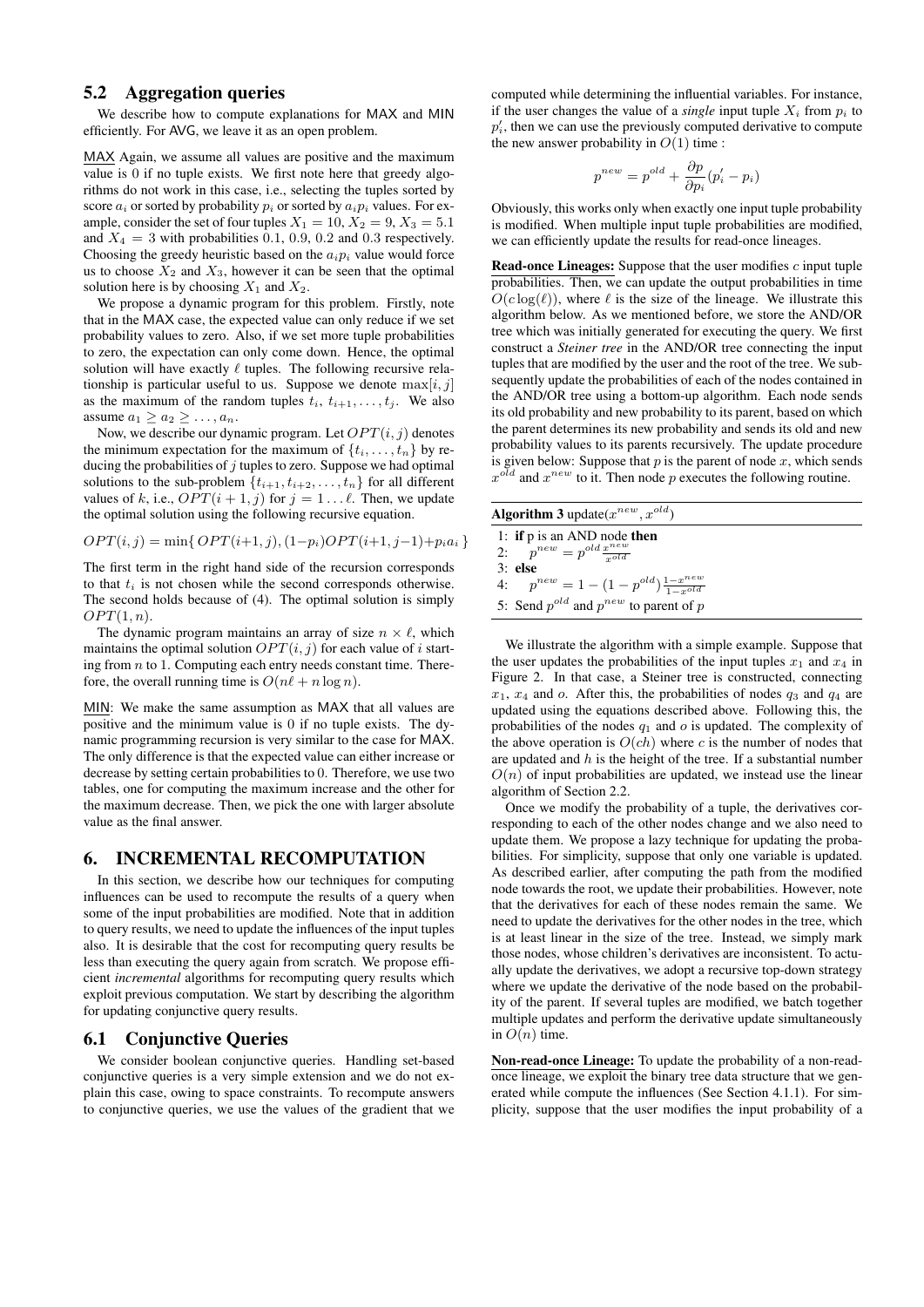## 5.2 Aggregation queries

We describe how to compute explanations for MAX and MIN efficiently. For AVG, we leave it as an open problem.

MAX Again, we assume all values are positive and the maximum value is 0 if no tuple exists. We first note here that greedy algorithms do not work in this case, i.e., selecting the tuples sorted by score $a_i$ or sorted by probability $p_i$ or sorted by $a_i p_i$ values. For example, consider the set of four tuples $X_1 = 10$, $X_2 = 9$, $X_3 = 5.1$ and $X_4 = 3$ with probabilities 0.1, 0.9, 0.2 and 0.3 respectively. Choosing the greedy heuristic based on the $a_i p_i$ value would force us to choose $X_2$ and $X_3$, however it can be seen that the optimal solution here is by choosing $X_1$ and $X_2$.

We propose a dynamic program for this problem. Firstly, note that in the MAX case, the expected value can only reduce if we set probability values to zero. Also, if we set more tuple probabilities to zero, the expectation can only come down. Hence, the optimal solution will have exactly $\ell$ tuples. The following recursive relationship is particular useful to us. Suppose we denote $\max[i, j]$ as the maximum of the random tuples $t_i, t_{i+1}, \ldots, t_j$. We also assume $a_1 \geq a_2 \geq \ldots, a_n$.

Now, we describe our dynamic program. Let $OPT(i, j)$ denotes the minimum expectation for the maximum of $\{t_i, \ldots, t_n\}$ by reducing the probabilities of $j$ tuples to zero. Suppose we had optimal solutions to the sub-problem $\{t_{i+1}, t_{i+2}, \ldots, t_n\}$ for all different values of $k$, i.e., $OPT(i+1, j)$ for $j = 1 \ldots \ell$. Then, we update the optimal solution using the following recursive equation.

$$OPT(i, j) = \min\{\, OPT(i{+}1, j), (1{-}p_i)OPT(i{+}1, j{-}1){+}p_i a_i \,\}$$

The first term in the right hand side of the recursion corresponds to that $t_i$ is not chosen while the second corresponds otherwise. The second holds because of (4). The optimal solution is simply $OPT(1, n)$.

The dynamic program maintains an array of size $n \times \ell$, which maintains the optimal solution $OPT(i, j)$ for each value of $i$ starting from $n$ to 1. Computing each entry needs constant time. Therefore, the overall running time is $O(n\ell + n \log n)$.

MIN: We make the same assumption as MAX that all values are positive and the minimum value is 0 if no tuple exists. The dynamic programming recursion is very similar to the case for MAX. The only difference is that the expected value can either increase or decrease by setting certain probabilities to 0. Therefore, we use two tables, one for computing the maximum increase and the other for the maximum decrease. Then, we pick the one with larger absolute value as the final answer.

# 6. INCREMENTAL RECOMPUTATION

In this section, we describe how our techniques for computing influences can be used to recompute the results of a query when some of the input probabilities are modified. Note that in addition to query results, we need to update the influences of the input tuples also. It is desirable that the cost for recomputing query results be less than executing the query again from scratch. We propose efficient *incremental* algorithms for recomputing query results which exploit previous computation. We start by describing the algorithm for updating conjunctive query results.

## 6.1 Conjunctive Queries

We consider boolean conjunctive queries. Handling set-based conjunctive queries is a very simple extension and we do not explain this case, owing to space constraints. To recompute answers to conjunctive queries, we use the values of the gradient that we computed while determining the influential variables. For instance, if the user changes the value of a *single* input tuple $X_i$ from $p_i$ to $p_i'$, then we can use the previously computed derivative to compute the new answer probability in $O(1)$ time :

$$p^{new} = p^{old} + \frac{\partial p}{\partial p_i}(p_i' - p_i)$$

Obviously, this works only when exactly one input tuple probability is modified. When multiple input tuple probabilities are modified, we can efficiently update the results for read-once lineages.

**Read-once Lineages:** Suppose that the user modifies $c$ input tuple probabilities. Then, we can update the output probabilities in time $O(c \log(\ell))$, where $\ell$ is the size of the lineage. We illustrate this algorithm below. As we mentioned before, we store the AND/OR tree which was initially generated for executing the query. We first construct a *Steiner tree* in the AND/OR tree connecting the input tuples that are modified by the user and the root of the tree. We subsequently update the probabilities of each of the nodes contained in the AND/OR tree using a bottom-up algorithm. Each node sends its old probability and new probability to its parent, based on which the parent determines its new probability and sends its old and new probability values to its parents recursively. The update procedure is given below: Suppose that $p$ is the parent of node $x$, which sends $x^{old}$ and $x^{new}$ to it. Then node $p$ executes the following routine.

**Algorithm 3** update($x^{new}, x^{old}$)

1: **if** p is an AND node **then**
2: $\quad p^{new} = p^{old}\frac{x^{new}}{x^{old}}$
3: **else**
4: $\quad p^{new} = 1 - (1 - p^{old})\frac{1-x^{new}}{1-x^{old}}$
5: Send $p^{old}$ and $p^{new}$ to parent of $p$

We illustrate the algorithm with a simple example. Suppose that the user updates the probabilities of the input tuples $x_1$ and $x_4$ in Figure 2. In that case, a Steiner tree is constructed, connecting $x_1$, $x_4$ and $o$. After this, the probabilities of nodes $q_3$ and $q_4$ are updated using the equations described above. Following this, the probabilities of the nodes $q_1$ and $o$ is updated. The complexity of the above operation is $O(ch)$ where $c$ is the number of nodes that are updated and $h$ is the height of the tree. If a substantial number $O(n)$ of input probabilities are updated, we instead use the linear algorithm of Section 2.2.

Once we modify the probability of a tuple, the derivatives corresponding to each of the other nodes change and we also need to update them. We propose a lazy technique for updating the probabilities. For simplicity, suppose that only one variable is updated. As described earlier, after computing the path from the modified node towards the root, we update their probabilities. However, note that the derivatives for each of these nodes remain the same. We need to update the derivatives for the other nodes in the tree, which is at least linear in the size of the tree. Instead, we simply mark those nodes, whose children's derivatives are inconsistent. To actually update the derivatives, we adopt a recursive top-down strategy where we update the derivative of the node based on the probability of the parent. If several tuples are modified, we batch together multiple updates and perform the derivative update simultaneously in $O(n)$ time.

**Non-read-once Lineage:** To update the probability of a non-read-once lineage, we exploit the binary tree data structure that we generated while compute the influences (See Section 4.1.1). For simplicity, suppose that the user modifies the input probability of a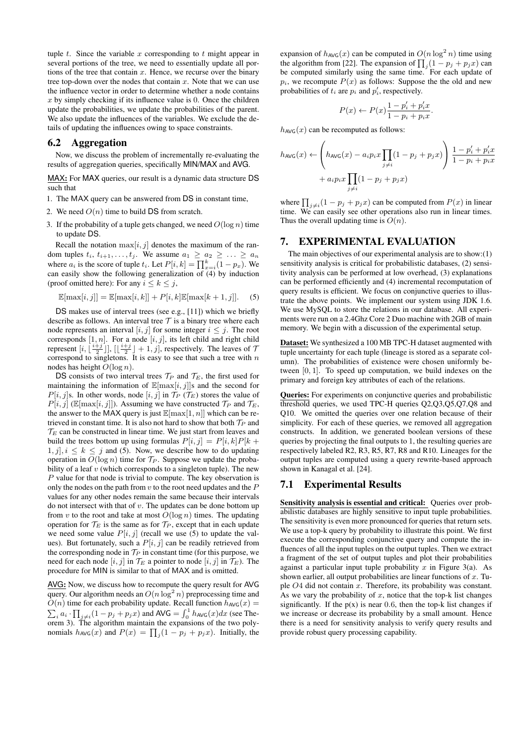tuple $t$. Since the variable $x$ corresponding to $t$ might appear in several portions of the tree, we need to essentially update all portions of the tree that contain $x$. Hence, we recurse over the binary tree top-down over the nodes that contain $x$. Note that we can use the influence vector in order to determine whether a node contains $x$ by simply checking if its influence value is 0. Once the children update the probabilities, we update the probabilities of the parent. We also update the influences of the variables. We exclude the details of updating the influences owing to space constraints.

## 6.2 Aggregation

Now, we discuss the problem of incrementally re-evaluating the results of aggregation queries, specifically MIN/MAX and AVG.

MAX: For MAX queries, our result is a dynamic data structure DS such that

1. The MAX query can be answered from DS in constant time,
2. We need $O(n)$ time to build DS from scratch.
3. If the probability of a tuple gets changed, we need $O(\log n)$ time to update DS.

Recall the notation $\max[i, j]$ denotes the maximum of the random tuples $t_i, t_{i+1}, \ldots, t_j$. We assume $a_1 \geq a_2 \geq \ldots \geq a_n$ where $a_i$ is the score of tuple $t_i$. Let $P[i, k] = \prod_{x=i}^{k}(1 - p_x)$. We can easily show the following generalization of (4) by induction (proof omitted here): For any $i \leq k \leq j$,

$$\mathbb{E}[\max[i, j]] = \mathbb{E}[\max[i, k]] + P[i, k]\mathbb{E}[\max[k + 1, j]]. \quad (5)$$

DS makes use of interval trees (see e.g., [11]) which we briefly describe as follows. An interval tree $\mathcal{T}$ is a binary tree where each node represents an interval $[i, j]$ for some integer $i \leq j$. The root corresponds $[1, n]$. For a node $[i, j]$, its left child and right child represent $[i, \lfloor \frac{i+j}{2} \rfloor]$, $[\lfloor \frac{i+j}{2} \rfloor + 1, j]$, respectively. The leaves of $\mathcal{T}$ correspond to singletons. It is easy to see that such a tree with $n$ nodes has height $O(\log n)$.

DS consists of two interval trees $\mathcal{T}_P$ and $\mathcal{T}_E$, the first used for maintaining the information of $\mathbb{E}[\max[i, j]]$s and the second for $P[i, j]$s. In other words, node $[i, j]$ in $\mathcal{T}_P$ ($\mathcal{T}_E$) stores the value of $P[i, j]$ ($\mathbb{E}[\max[i, j]]$). Assuming we have constructed $\mathcal{T}_P$ and $\mathcal{T}_E$, the answer to the MAX query is just $\mathbb{E}[\max[1, n]]$ which can be retrieved in constant time. It is also not hard to show that both $\mathcal{T}_P$ and $\mathcal{T}_E$ can be constructed in linear time. We just start from leaves and build the trees bottom up using formulas $P[i, j] = P[i, k]P[k + 1, j], i \leq k \leq j$ and (5). Now, we describe how to do updating operation in $O(\log n)$ time for $\mathcal{T}_P$. Suppose we update the probability of a leaf $v$ (which corresponds to a singleton tuple). The new $P$ value for that node is trivial to compute. The key observation is only the nodes on the path from $v$ to the root need updates and the $P$ values for any other nodes remain the same because their intervals do not intersect with that of $v$. The updates can be done bottom up from $v$ to the root and take at most $O(\log n)$ times. The updating operation for $\mathcal{T}_E$ is the same as for $\mathcal{T}_P$, except that in each update we need some value $P[i, j]$ (recall we use (5) to update the values). But fortunately, such a $P[i, j]$ can be readily retrieved from the corresponding node in $\mathcal{T}_P$ in constant time (for this purpose, we need for each node $[i, j]$ in $\mathcal{T}_E$ a pointer to node $[i, j]$ in $\mathcal{T}_E$). The procedure for MIN is similar to that of MAX and is omitted.

AVG: Now, we discuss how to recompute the query result for AVG query. Our algorithm needs an $O(n \log^2 n)$ preprocessing time and $O(n)$ time for each probability update. Recall function $h_{\mathsf{AVG}}(x) = \sum_i a_i \cdot \prod_{j \neq i}(1 - p_j + p_j x)$ and $\mathsf{AVG} = \int_0^1 h_{\mathsf{AVG}}(x)dx$ (see Theorem 3). The algorithm maintain the expansions of the two polynomials $h_{\mathsf{AVG}}(x)$ and $P(x) = \prod_j(1 - p_j + p_j x)$. Initially, the expansion of $h_{\mathsf{AVG}}(x)$ can be computed in $O(n \log^2 n)$ time using the algorithm from [22]. The expansion of $\prod_j(1 - p_j + p_j x)$ can be computed similarly using the same time. For each update of $p_i$, we recompute $P(x)$ as follows: Suppose the old and new probabilities of $t_i$ are $p_i$ and $p'_i$, respectively.

$$P(x) \leftarrow P(x)\frac{1 - p'_i + p'_i x}{1 - p_i + p_i x}.$$

$h_{\mathsf{AVG}}(x)$ can be recomputed as follows:

$$h_{\mathsf{AVG}}(x) \leftarrow \left(h_{\mathsf{AVG}}(x) - a_i p_i x \prod_{j \neq i}(1 - p_j + p_j x)\right) \frac{1 - p'_i + p'_i x}{1 - p_i + p_i x} + a_i p_i x \prod_{j \neq i}(1 - p_j + p_j x)$$

where $\prod_{j \neq i}(1 - p_j + p_j x)$ can be computed from $P(x)$ in linear time. We can easily see other operations also run in linear times. Thus the overall updating time is $O(n)$.

# 7. EXPERIMENTAL EVALUATION

The main objectives of our experimental analysis are to show:(1) sensitivity analysis is critical for probabilistic databases, (2) sensitivity analysis can be performed at low overhead, (3) explanations can be performed efficiently and (4) incremental recomputation of query results is efficient. We focus on conjunctive queries to illustrate the above points. We implement our system using JDK 1.6. We use MySQL to store the relations in our database. All experiments were run on a 2.4Ghz Core 2 Duo machine with 2GB of main memory. We begin with a discussion of the experimental setup.

**Dataset:** We synthesized a 100 MB TPC-H dataset augmented with tuple uncertainty for each tuple (lineage is stored as a separate column). The probabilities of existence were chosen uniformly between $[0, 1]$. To speed up computation, we build indexes on the primary and foreign key attributes of each of the relations.

**Queries:** For experiments on conjunctive queries and probabilistic threshold queries, we used TPC-H queries Q2,Q3,Q5,Q7,Q8 and Q10. We omitted the queries over one relation because of their simplicity. For each of these queries, we removed all aggregation constructs. In addition, we generated boolean versions of these queries by projecting the final outputs to 1, the resulting queries are respectively labeled R2, R3, R5, R7, R8 and R10. Lineages for the output tuples are computed using a query rewrite-based approach shown in Kanagal et al. [24].

## 7.1 Experimental Results

**Sensitivity analysis is essential and critical:** Queries over probabilistic databases are highly sensitive to input tuple probabilities. The sensitivity is even more pronounced for queries that return sets. We use a top-k query by probability to illustrate this point. We first execute the corresponding conjunctive query and compute the influences of all the input tuples on the output tuples. Then we extract a fragment of the set of output tuples and plot their probabilities against a particular input tuple probability $x$ in Figure 3(a). As shown earlier, all output probabilities are linear functions of $x$. Tuple $O4$ did not contain $x$. Therefore, its probability was constant. As we vary the probability of $x$, notice that the top-k list changes significantly. If the p(x) is near 0.6, then the top-k list changes if we increase or decrease its probability by a small amount. Hence there is a need for sensitivity analysis to verify query results and provide robust query processing capability.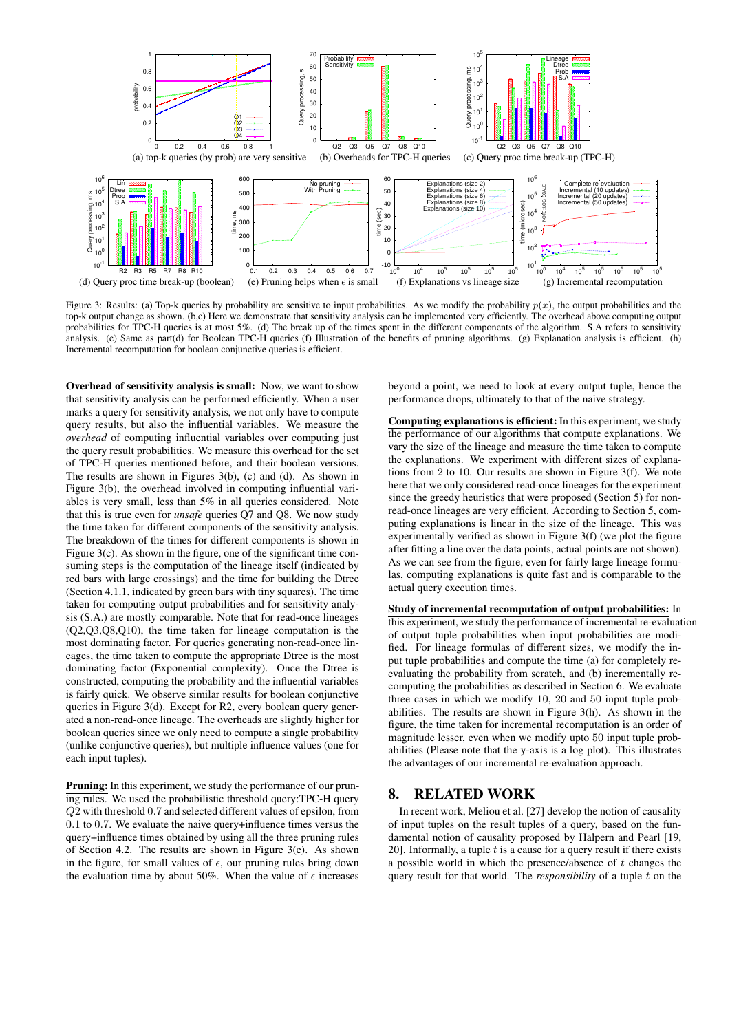(a) top-k queries (by prob) are very sensitive (b) Overheads for TPC-H queries (c) Query proc time break-up (TPC-H)

(d) Query proc time break-up (boolean) (e) Pruning helps when $\epsilon$ is small (f) Explanations vs lineage size (g) Incremental recomputation

Figure 3: Results: (a) Top-k queries by probability are sensitive to input probabilities. As we modify the probability $p(x)$, the output probabilities and the top-k output change as shown. (b,c) Here we demonstrate that sensitivity analysis can be implemented very efficiently. The overhead above computing output probabilities for TPC-H queries is at most 5%. (d) The break up of the times spent in the different components of the algorithm. S.A refers to sensitivity analysis. (e) Same as part(d) for Boolean TPC-H queries (f) Illustration of the benefits of pruning algorithms. (g) Explanation analysis is efficient. (h) Incremental recomputation for boolean conjunctive queries is efficient.

**Overhead of sensitivity analysis is small:** Now, we want to show that sensitivity analysis can be performed efficiently. When a user marks a query for sensitivity analysis, we not only have to compute query results, but also the influential variables. We measure the *overhead* of computing influential variables over computing just the query result probabilities. We measure this overhead for the set of TPC-H queries mentioned before, and their boolean versions. The results are shown in Figures 3(b), (c) and (d). As shown in Figure 3(b), the overhead involved in computing influential variables is very small, less than 5% in all queries considered. Note that this is true even for *unsafe* queries Q7 and Q8. We now study the time taken for different components of the sensitivity analysis. The breakdown of the times for different components is shown in Figure 3(c). As shown in the figure, one of the significant time consuming steps is the computation of the lineage itself (indicated by red bars with large crossings) and the time for building the Dtree (Section 4.1.1, indicated by green bars with tiny squares). The time taken for computing output probabilities and for sensitivity analysis (S.A.) are mostly comparable. Note that for read-once lineages (Q2,Q3,Q8,Q10), the time taken for lineage computation is the most dominating factor. For queries generating non-read-once lineages, the time taken to compute the appropriate Dtree is the most dominating factor (Exponential complexity). Once the Dtree is constructed, computing the probability and the influential variables is fairly quick. We observe similar results for boolean conjunctive queries in Figure 3(d). Except for R2, every boolean query generated a non-read-once lineage. The overheads are slightly higher for boolean queries since we only need to compute a single probability (unlike conjunctive queries), but multiple influence values (one for each input tuples).

**Pruning:** In this experiment, we study the performance of our pruning rules. We used the probabilistic threshold query:TPC-H query $Q2$ with threshold $0.7$ and selected different values of epsilon, from $0.1$ to $0.7$. We evaluate the naive query+influence times versus the query+influence times obtained by using all the three pruning rules of Section 4.2. The results are shown in Figure 3(e). As shown in the figure, for small values of $\epsilon$, our pruning rules bring down the evaluation time by about 50%. When the value of $\epsilon$ increases beyond a point, we need to look at every output tuple, hence the performance drops, ultimately to that of the naive strategy.

**Computing explanations is efficient:** In this experiment, we study the performance of our algorithms that compute explanations. We vary the size of the lineage and measure the time taken to compute the explanations. We experiment with different sizes of explanations from 2 to 10. Our results are shown in Figure 3(f). We note here that we only considered read-once lineages for the experiment since the greedy heuristics that were proposed (Section 5) for non-read-once lineages are very efficient. According to Section 5, computing explanations is linear in the size of the lineage. This was experimentally verified as shown in Figure 3(f) (we plot the figure after fitting a line over the data points, actual points are not shown). As we can see from the figure, even for fairly large lineage formulas, computing explanations is quite fast and is comparable to the actual query execution times.

**Study of incremental recomputation of output probabilities:** In this experiment, we study the performance of incremental re-evaluation of output tuple probabilities when input probabilities are modified. For lineage formulas of different sizes, we modify the input tuple probabilities and compute the time (a) for completely re-evaluating the probability from scratch, and (b) incrementally re-computing the probabilities as described in Section 6. We evaluate three cases in which we modify 10, 20 and 50 input tuple probabilities. The results are shown in Figure 3(h). As shown in the figure, the time taken for incremental recomputation is an order of magnitude lesser, even when we modify upto 50 input tuple probabilities (Please note that the y-axis is a log plot). This illustrates the advantages of our incremental re-evaluation approach.

## 8. RELATED WORK

In recent work, Meliou et al. [27] develop the notion of causality of input tuples on the result tuples of a query, based on the fundamental notion of causality proposed by Halpern and Pearl [19, 20]. Informally, a tuple $t$ is a cause for a query result if there exists a possible world in which the presence/absence of $t$ changes the query result for that world. The *responsibility* of a tuple $t$ on the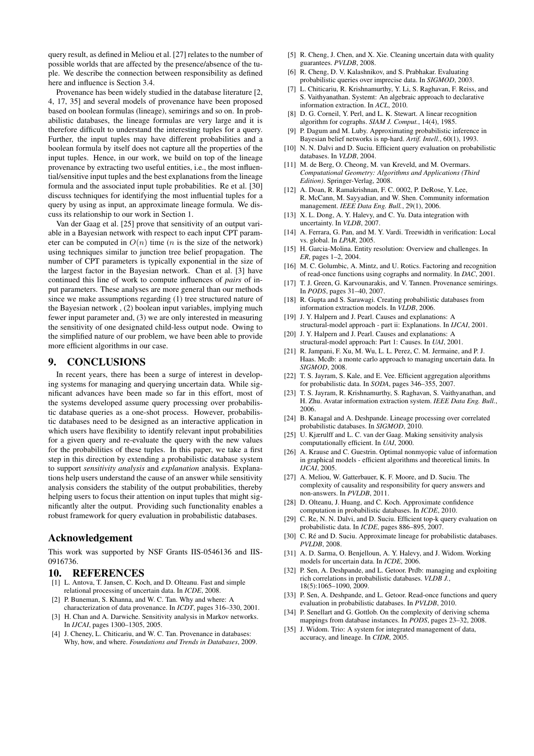query result, as defined in Meliou et al. [27] relates to the number of possible worlds that are affected by the presence/absence of the tuple. We describe the connection between responsibility as defined here and influence is Section 3.4.

Provenance has been widely studied in the database literature [2, 4, 17, 35] and several models of provenance have been proposed based on boolean formulas (lineage), semirings and so on. In probabilistic databases, the lineage formulas are very large and it is therefore difficult to understand the interesting tuples for a query. Further, the input tuples may have different probabilities and a boolean formula by itself does not capture all the properties of the input tuples. Hence, in our work, we build on top of the lineage provenance by extracting two useful entities, i.e., the most influential/sensitive input tuples and the best explanations from the lineage formula and the associated input tuple probabilities. Re et al. [30] discuss techniques for identifying the most influential tuples for a query by using as input, an approximate lineage formula. We discuss its relationship to our work in Section 1.

Van der Gaag et al. [25] prove that sensitivity of an output variable in a Bayesian network with respect to each input CPT parameter can be computed in $O(n)$ time ($n$ is the size of the network) using techniques similar to junction tree belief propagation. The number of CPT parameters is typically exponential in the size of the largest factor in the Bayesian network. Chan et al. [3] have continued this line of work to compute influences of *pairs* of input parameters. These analyses are more general than our methods since we make assumptions regarding (1) tree structured nature of the Bayesian network , (2) boolean input variables, implying much fewer input parameter and, (3) we are only interested in measuring the sensitivity of one designated child-less output node. Owing to the simplified nature of our problem, we have been able to provide more efficient algorithms in our case.

## 9. CONCLUSIONS

In recent years, there has been a surge of interest in developing systems for managing and querying uncertain data. While significant advances have been made so far in this effort, most of the systems developed assume query processing over probabilistic database queries as a one-shot process. However, probabilistic databases need to be designed as an interactive application in which users have flexibility to identify relevant input probabilities for a given query and re-evaluate the query with the new values for the probabilities of these tuples. In this paper, we take a first step in this direction by extending a probabilistic database system to support *sensitivity analysis* and *explanation* analysis. Explanations help users understand the cause of an answer while sensitivity analysis considers the stability of the output probabilities, thereby helping users to focus their attention on input tuples that might significantly alter the output. Providing such functionality enables a robust framework for query evaluation in probabilistic databases.

## Acknowledgement

This work was supported by NSF Grants IIS-0546136 and IIS-0916736.

## 10. REFERENCES

[1] L. Antova, T. Jansen, C. Koch, and D. Olteanu. Fast and simple relational processing of uncertain data. In *ICDE*, 2008.

[2] P. Buneman, S. Khanna, and W. C. Tan. Why and where: A characterization of data provenance. In *ICDT*, pages 316–330, 2001.

[3] H. Chan and A. Darwiche. Sensitivity analysis in Markov networks. In *IJCAI*, pages 1300–1305, 2005.

[4] J. Cheney, L. Chiticariu, and W. C. Tan. Provenance in databases: Why, how, and where. *Foundations and Trends in Databases*, 2009.

[5] R. Cheng, J. Chen, and X. Xie. Cleaning uncertain data with quality guarantees. *PVLDB*, 2008.

[6] R. Cheng, D. V. Kalashnikov, and S. Prabhakar. Evaluating probabilistic queries over imprecise data. In *SIGMOD*, 2003.

[7] L. Chiticariu, R. Krishnamurthy, Y. Li, S. Raghavan, F. Reiss, and S. Vaithyanathan. Systemt: An algebraic approach to declarative information extraction. In *ACL*, 2010.

[8] D. G. Corneil, Y. Perl, and L. K. Stewart. A linear recognition algorithm for cographs. *SIAM J. Comput.*, 14(4), 1985.

[9] P. Dagum and M. Luby. Approximating probabilistic inference in Bayesian belief networks is np-hard. *Artif. Intell.*, 60(1), 1993.

[10] N. N. Dalvi and D. Suciu. Efficient query evaluation on probabilistic databases. In *VLDB*, 2004.

[11] M. de Berg, O. Cheong, M. van Kreveld, and M. Overmars. *Computational Geometry: Algorithms and Applications (Third Edition)*. Springer-Verlag, 2008.

[12] A. Doan, R. Ramakrishnan, F. C. 0002, P. DeRose, Y. Lee, R. McCann, M. Sayyadian, and W. Shen. Community information management. *IEEE Data Eng. Bull.*, 29(1), 2006.

[13] X. L. Dong, A. Y. Halevy, and C. Yu. Data integration with uncertainty. In *VLDB*, 2007.

[14] A. Ferrara, G. Pan, and M. Y. Vardi. Treewidth in verification: Local vs. global. In *LPAR*, 2005.

[15] H. Garcia-Molina. Entity resolution: Overview and challenges. In *ER*, pages 1–2, 2004.

[16] M. C. Golumbic, A. Mintz, and U. Rotics. Factoring and recognition of read-once functions using cographs and normality. In *DAC*, 2001.

[17] T. J. Green, G. Karvounarakis, and V. Tannen. Provenance semirings. In *PODS*, pages 31–40, 2007.

[18] R. Gupta and S. Sarawagi. Creating probabilistic databases from information extraction models. In *VLDB*, 2006.

[19] J. Y. Halpern and J. Pearl. Causes and explanations: A structural-model approach - part ii: Explanations. In *IJCAI*, 2001.

[20] J. Y. Halpern and J. Pearl. Causes and explanations: A structural-model approach: Part 1: Causes. In *UAI*, 2001.

[21] R. Jampani, F. Xu, M. Wu, L. L. Perez, C. M. Jermaine, and P. J. Haas. Mcdb: a monte carlo approach to managing uncertain data. In *SIGMOD*, 2008.

[22] T. S. Jayram, S. Kale, and E. Vee. Efficient aggregation algorithms for probabilistic data. In *SODA*, pages 346–355, 2007.

[23] T. S. Jayram, R. Krishnamurthy, S. Raghavan, S. Vaithyanathan, and H. Zhu. Avatar information extraction system. *IEEE Data Eng. Bull.*, 2006.

[24] B. Kanagal and A. Deshpande. Lineage processing over correlated probabilistic databases. In *SIGMOD*, 2010.

[25] U. Kjærulff and L. C. van der Gaag. Making sensitivity analysis computationally efficient. In *UAI*, 2000.

[26] A. Krause and C. Guestrin. Optimal nonmyopic value of information in graphical models - efficient algorithms and theoretical limits. In *IJCAI*, 2005.

[27] A. Meliou, W. Gatterbauer, K. F. Moore, and D. Suciu. The complexity of causality and responsibility for query answers and non-answers. In *PVLDB*, 2011.

[28] D. Olteanu, J. Huang, and C. Koch. Approximate confidence computation in probabilistic databases. In *ICDE*, 2010.

[29] C. Re, N. N. Dalvi, and D. Suciu. Efficient top-k query evaluation on probabilistic data. In *ICDE*, pages 886–895, 2007.

[30] C. Ré and D. Suciu. Approximate lineage for probabilistic databases. *PVLDB*, 2008.

[31] A. D. Sarma, O. Benjelloun, A. Y. Halevy, and J. Widom. Working models for uncertain data. In *ICDE*, 2006.

[32] P. Sen, A. Deshpande, and L. Getoor. Prdb: managing and exploiting rich correlations in probabilistic databases. *VLDB J.*, 18(5):1065–1090, 2009.

[33] P. Sen, A. Deshpande, and L. Getoor. Read-once functions and query evaluation in probabilistic databases. In *PVLDB*, 2010.

[34] P. Senellart and G. Gottlob. On the complexity of deriving schema mappings from database instances. In *PODS*, pages 23–32, 2008.

[35] J. Widom. Trio: A system for integrated management of data, accuracy, and lineage. In *CIDR*, 2005.